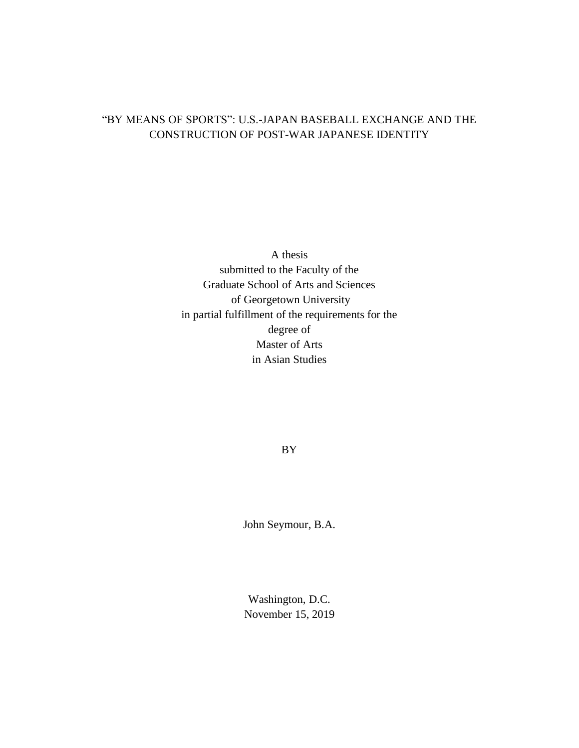# "BY MEANS OF SPORTS": U.S.-JAPAN BASEBALL EXCHANGE AND THE CONSTRUCTION OF POST-WAR JAPANESE IDENTITY

A thesis
submitted to the Faculty of the
Graduate School of Arts and Sciences
of Georgetown University
in partial fulfillment of the requirements for the
degree of
Master of Arts
in Asian Studies

BY

John Seymour, B.A.

Washington, D.C.
November 15, 2019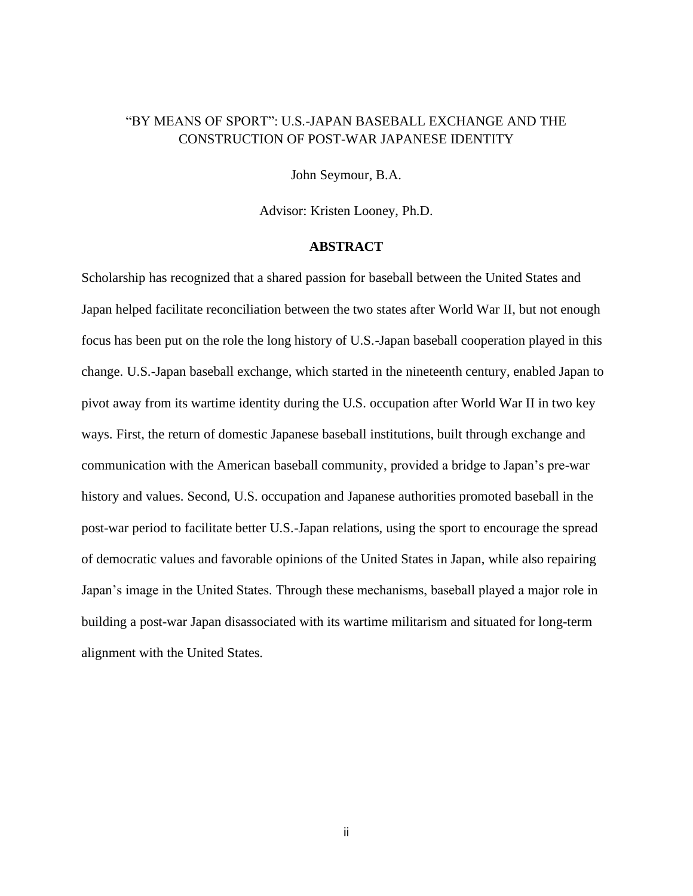# "BY MEANS OF SPORT": U.S.-JAPAN BASEBALL EXCHANGE AND THE CONSTRUCTION OF POST-WAR JAPANESE IDENTITY

John Seymour, B.A.

Advisor: Kristen Looney, Ph.D.

## ABSTRACT

Scholarship has recognized that a shared passion for baseball between the United States and Japan helped facilitate reconciliation between the two states after World War II, but not enough focus has been put on the role the long history of U.S.-Japan baseball cooperation played in this change. U.S.-Japan baseball exchange, which started in the nineteenth century, enabled Japan to pivot away from its wartime identity during the U.S. occupation after World War II in two key ways. First, the return of domestic Japanese baseball institutions, built through exchange and communication with the American baseball community, provided a bridge to Japan's pre-war history and values. Second, U.S. occupation and Japanese authorities promoted baseball in the post-war period to facilitate better U.S.-Japan relations, using the sport to encourage the spread of democratic values and favorable opinions of the United States in Japan, while also repairing Japan's image in the United States. Through these mechanisms, baseball played a major role in building a post-war Japan disassociated with its wartime militarism and situated for long-term alignment with the United States.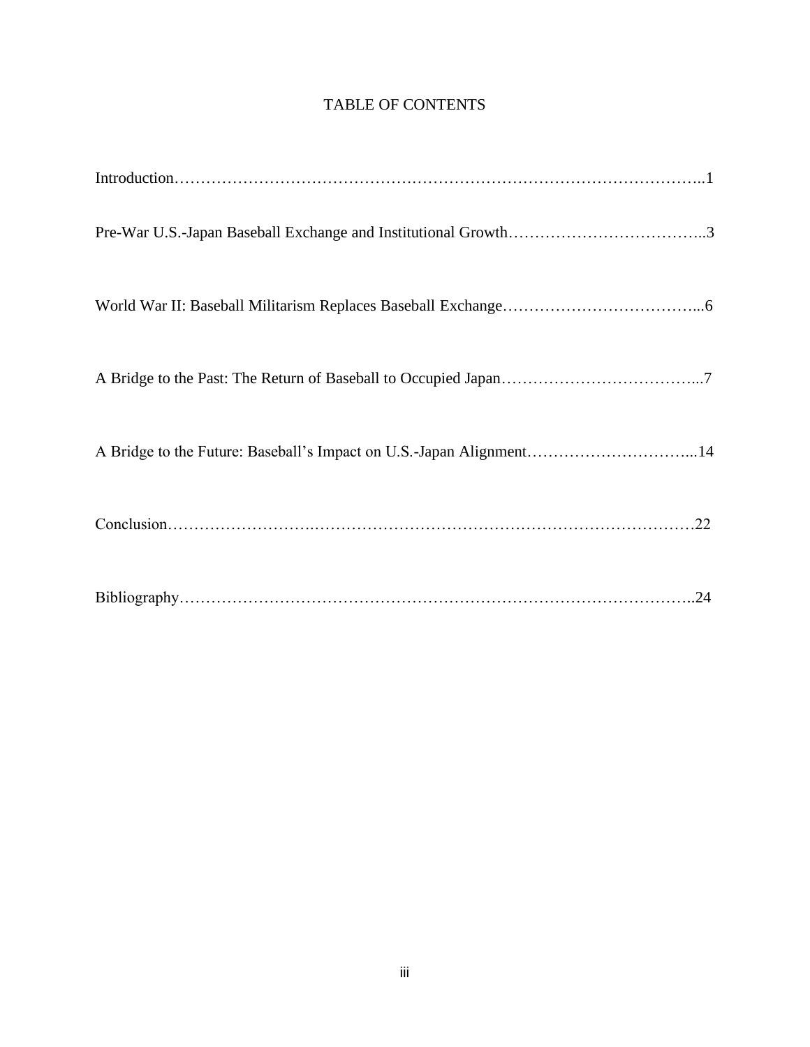# TABLE OF CONTENTS

Introduction……………………………………………………………………………………..1

Pre-War U.S.-Japan Baseball Exchange and Institutional Growth………………………………..3

World War II: Baseball Militarism Replaces Baseball Exchange………………………………...6

A Bridge to the Past: The Return of Baseball to Occupied Japan………………………………...7

A Bridge to the Future: Baseball's Impact on U.S.-Japan Alignment…………………………...14

Conclusion……………………………………………………………………………………22

Bibliography……………………………………………………………………………………..24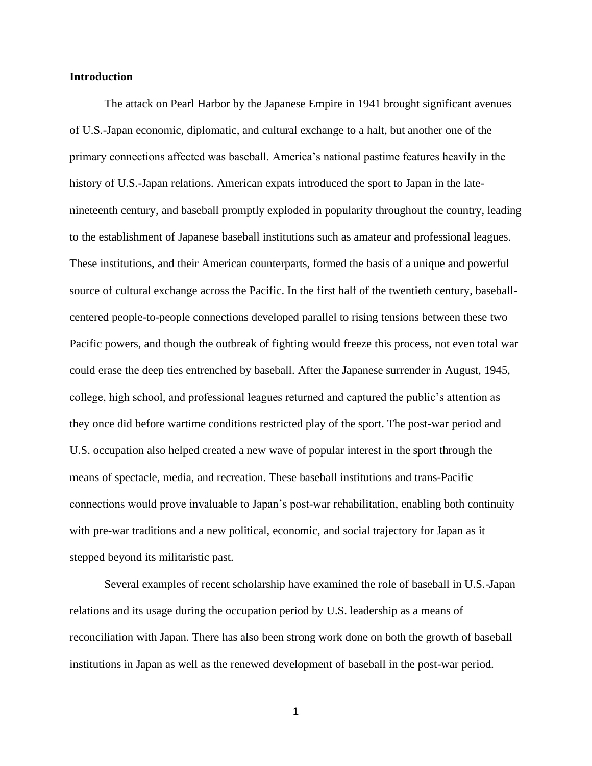## Introduction

The attack on Pearl Harbor by the Japanese Empire in 1941 brought significant avenues of U.S.-Japan economic, diplomatic, and cultural exchange to a halt, but another one of the primary connections affected was baseball. America's national pastime features heavily in the history of U.S.-Japan relations. American expats introduced the sport to Japan in the late-nineteenth century, and baseball promptly exploded in popularity throughout the country, leading to the establishment of Japanese baseball institutions such as amateur and professional leagues. These institutions, and their American counterparts, formed the basis of a unique and powerful source of cultural exchange across the Pacific. In the first half of the twentieth century, baseball-centered people-to-people connections developed parallel to rising tensions between these two Pacific powers, and though the outbreak of fighting would freeze this process, not even total war could erase the deep ties entrenched by baseball. After the Japanese surrender in August, 1945, college, high school, and professional leagues returned and captured the public's attention as they once did before wartime conditions restricted play of the sport. The post-war period and U.S. occupation also helped created a new wave of popular interest in the sport through the means of spectacle, media, and recreation. These baseball institutions and trans-Pacific connections would prove invaluable to Japan's post-war rehabilitation, enabling both continuity with pre-war traditions and a new political, economic, and social trajectory for Japan as it stepped beyond its militaristic past.

Several examples of recent scholarship have examined the role of baseball in U.S.-Japan relations and its usage during the occupation period by U.S. leadership as a means of reconciliation with Japan. There has also been strong work done on both the growth of baseball institutions in Japan as well as the renewed development of baseball in the post-war period.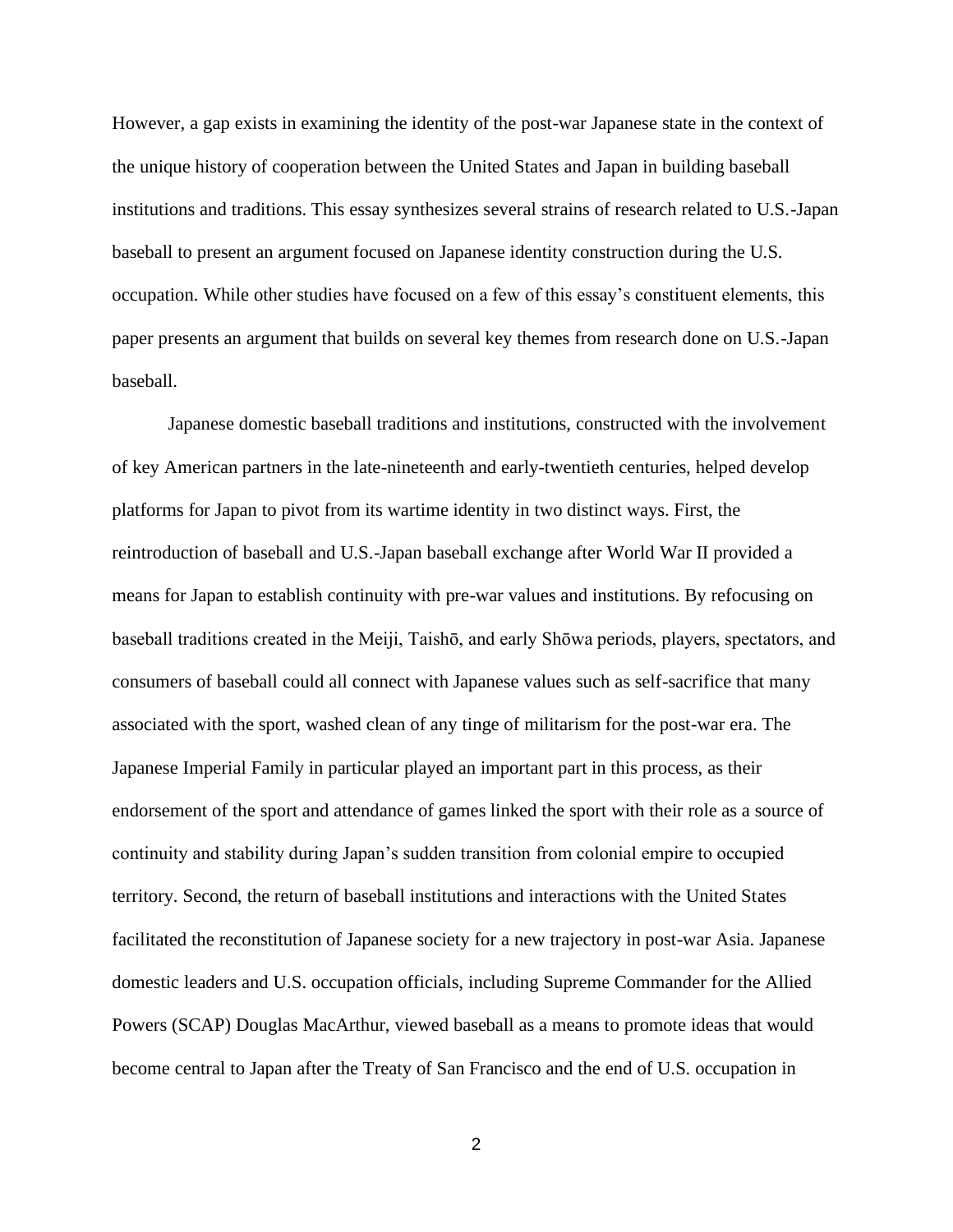However, a gap exists in examining the identity of the post-war Japanese state in the context of the unique history of cooperation between the United States and Japan in building baseball institutions and traditions. This essay synthesizes several strains of research related to U.S.-Japan baseball to present an argument focused on Japanese identity construction during the U.S. occupation. While other studies have focused on a few of this essay's constituent elements, this paper presents an argument that builds on several key themes from research done on U.S.-Japan baseball.

Japanese domestic baseball traditions and institutions, constructed with the involvement of key American partners in the late-nineteenth and early-twentieth centuries, helped develop platforms for Japan to pivot from its wartime identity in two distinct ways. First, the reintroduction of baseball and U.S.-Japan baseball exchange after World War II provided a means for Japan to establish continuity with pre-war values and institutions. By refocusing on baseball traditions created in the Meiji, Taishō, and early Shōwa periods, players, spectators, and consumers of baseball could all connect with Japanese values such as self-sacrifice that many associated with the sport, washed clean of any tinge of militarism for the post-war era. The Japanese Imperial Family in particular played an important part in this process, as their endorsement of the sport and attendance of games linked the sport with their role as a source of continuity and stability during Japan's sudden transition from colonial empire to occupied territory. Second, the return of baseball institutions and interactions with the United States facilitated the reconstitution of Japanese society for a new trajectory in post-war Asia. Japanese domestic leaders and U.S. occupation officials, including Supreme Commander for the Allied Powers (SCAP) Douglas MacArthur, viewed baseball as a means to promote ideas that would become central to Japan after the Treaty of San Francisco and the end of U.S. occupation in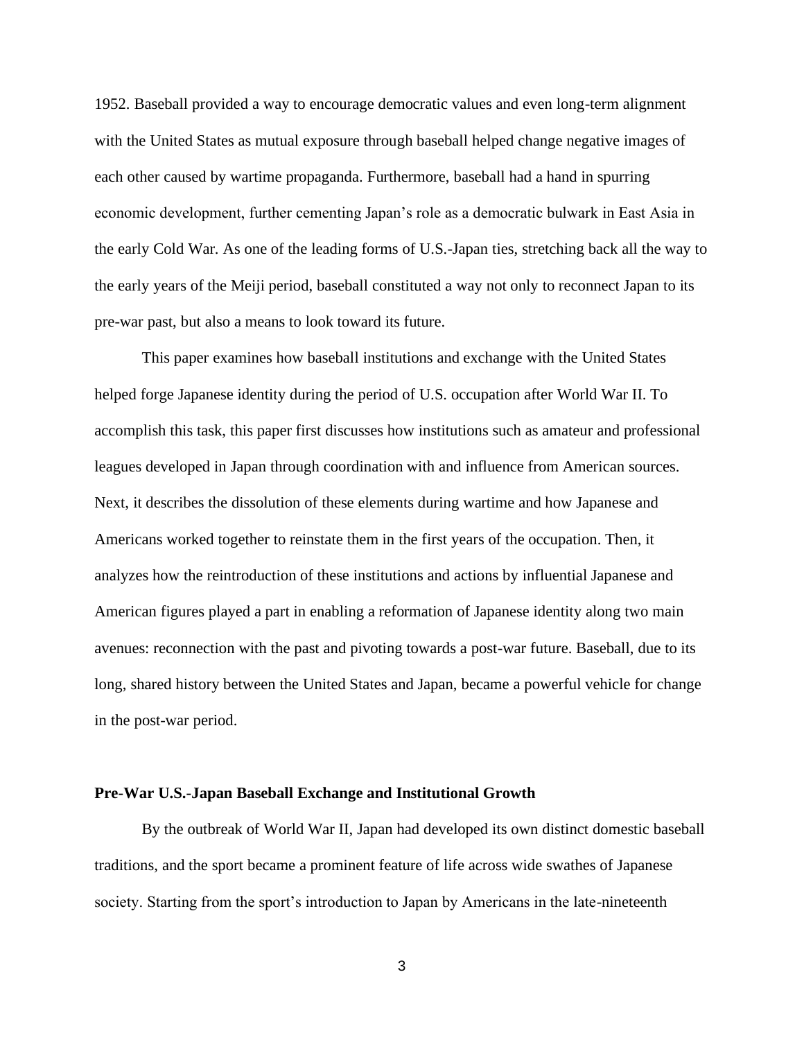1952. Baseball provided a way to encourage democratic values and even long-term alignment with the United States as mutual exposure through baseball helped change negative images of each other caused by wartime propaganda. Furthermore, baseball had a hand in spurring economic development, further cementing Japan's role as a democratic bulwark in East Asia in the early Cold War. As one of the leading forms of U.S.-Japan ties, stretching back all the way to the early years of the Meiji period, baseball constituted a way not only to reconnect Japan to its pre-war past, but also a means to look toward its future.

This paper examines how baseball institutions and exchange with the United States helped forge Japanese identity during the period of U.S. occupation after World War II. To accomplish this task, this paper first discusses how institutions such as amateur and professional leagues developed in Japan through coordination with and influence from American sources. Next, it describes the dissolution of these elements during wartime and how Japanese and Americans worked together to reinstate them in the first years of the occupation. Then, it analyzes how the reintroduction of these institutions and actions by influential Japanese and American figures played a part in enabling a reformation of Japanese identity along two main avenues: reconnection with the past and pivoting towards a post-war future. Baseball, due to its long, shared history between the United States and Japan, became a powerful vehicle for change in the post-war period.

**Pre-War U.S.-Japan Baseball Exchange and Institutional Growth**

By the outbreak of World War II, Japan had developed its own distinct domestic baseball traditions, and the sport became a prominent feature of life across wide swathes of Japanese society. Starting from the sport's introduction to Japan by Americans in the late-nineteenth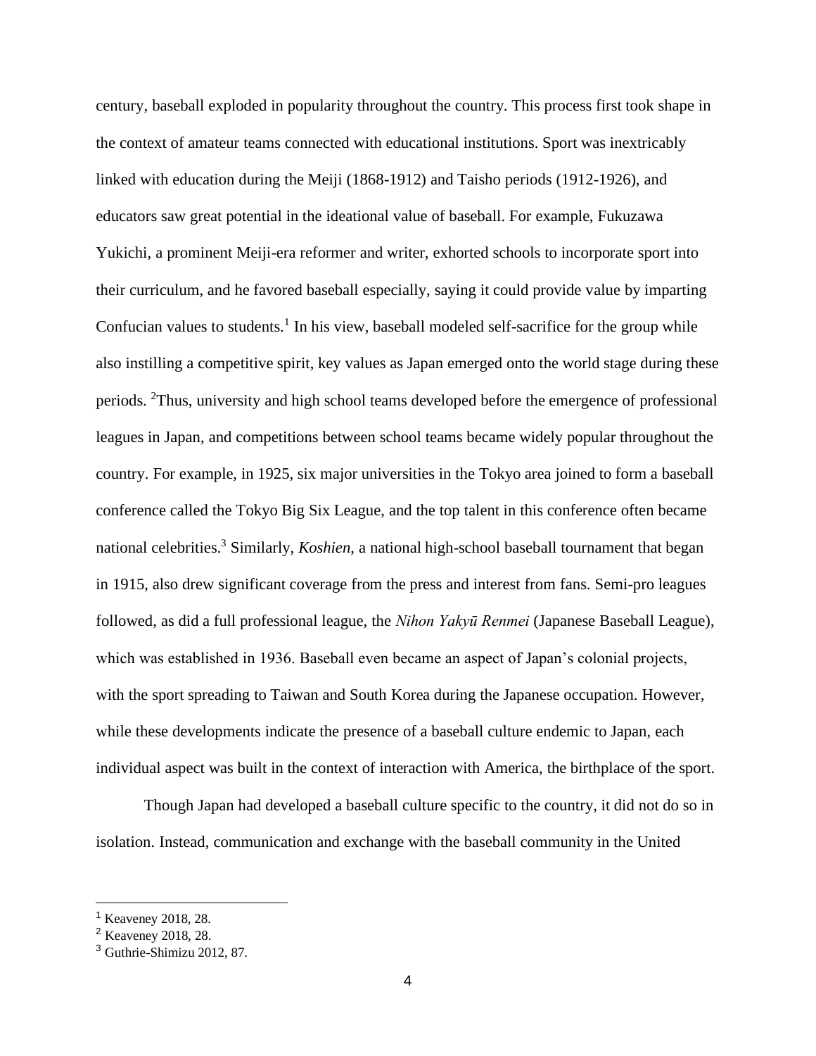century, baseball exploded in popularity throughout the country. This process first took shape in the context of amateur teams connected with educational institutions. Sport was inextricably linked with education during the Meiji (1868-1912) and Taisho periods (1912-1926), and educators saw great potential in the ideational value of baseball. For example, Fukuzawa Yukichi, a prominent Meiji-era reformer and writer, exhorted schools to incorporate sport into their curriculum, and he favored baseball especially, saying it could provide value by imparting Confucian values to students.[1] In his view, baseball modeled self-sacrifice for the group while also instilling a competitive spirit, key values as Japan emerged onto the world stage during these periods. [2]Thus, university and high school teams developed before the emergence of professional leagues in Japan, and competitions between school teams became widely popular throughout the country. For example, in 1925, six major universities in the Tokyo area joined to form a baseball conference called the Tokyo Big Six League, and the top talent in this conference often became national celebrities.[3] Similarly, *Koshien*, a national high-school baseball tournament that began in 1915, also drew significant coverage from the press and interest from fans. Semi-pro leagues followed, as did a full professional league, the *Nihon Yakyū Renmei* (Japanese Baseball League), which was established in 1936. Baseball even became an aspect of Japan's colonial projects, with the sport spreading to Taiwan and South Korea during the Japanese occupation. However, while these developments indicate the presence of a baseball culture endemic to Japan, each individual aspect was built in the context of interaction with America, the birthplace of the sport.

Though Japan had developed a baseball culture specific to the country, it did not do so in isolation. Instead, communication and exchange with the baseball community in the United

---

[1] Keaveney 2018, 28.

[2] Keaveney 2018, 28.

[3] Guthrie-Shimizu 2012, 87.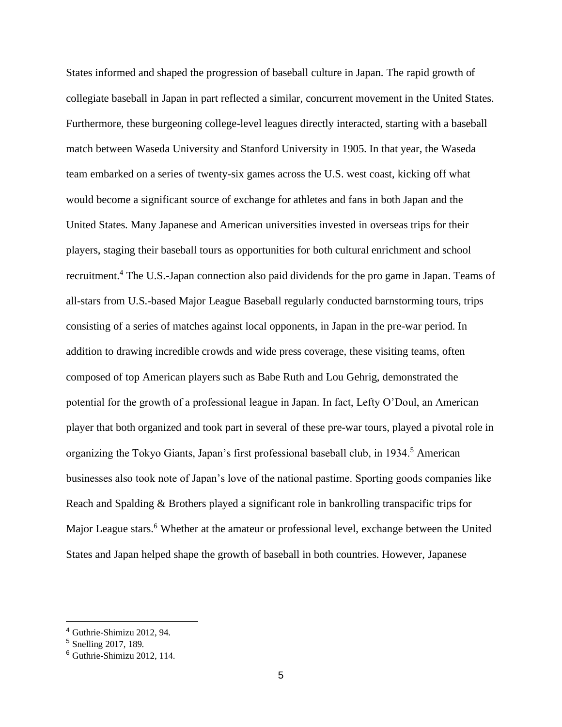States informed and shaped the progression of baseball culture in Japan. The rapid growth of collegiate baseball in Japan in part reflected a similar, concurrent movement in the United States. Furthermore, these burgeoning college-level leagues directly interacted, starting with a baseball match between Waseda University and Stanford University in 1905. In that year, the Waseda team embarked on a series of twenty-six games across the U.S. west coast, kicking off what would become a significant source of exchange for athletes and fans in both Japan and the United States. Many Japanese and American universities invested in overseas trips for their players, staging their baseball tours as opportunities for both cultural enrichment and school recruitment.[4] The U.S.-Japan connection also paid dividends for the pro game in Japan. Teams of all-stars from U.S.-based Major League Baseball regularly conducted barnstorming tours, trips consisting of a series of matches against local opponents, in Japan in the pre-war period. In addition to drawing incredible crowds and wide press coverage, these visiting teams, often composed of top American players such as Babe Ruth and Lou Gehrig, demonstrated the potential for the growth of a professional league in Japan. In fact, Lefty O'Doul, an American player that both organized and took part in several of these pre-war tours, played a pivotal role in organizing the Tokyo Giants, Japan's first professional baseball club, in 1934.[5] American businesses also took note of Japan's love of the national pastime. Sporting goods companies like Reach and Spalding & Brothers played a significant role in bankrolling transpacific trips for Major League stars.[6] Whether at the amateur or professional level, exchange between the United States and Japan helped shape the growth of baseball in both countries. However, Japanese

---

[4] Guthrie-Shimizu 2012, 94.

[5] Snelling 2017, 189.

[6] Guthrie-Shimizu 2012, 114.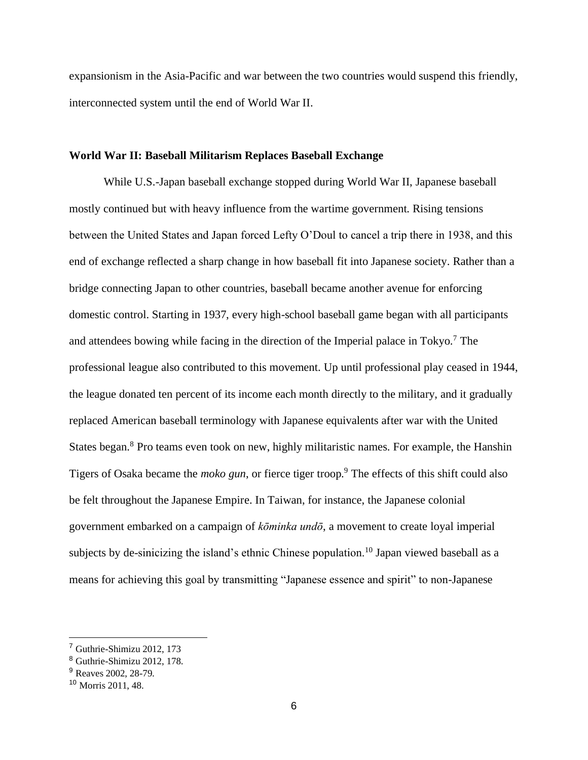expansionism in the Asia-Pacific and war between the two countries would suspend this friendly, interconnected system until the end of World War II.

### World War II: Baseball Militarism Replaces Baseball Exchange

While U.S.-Japan baseball exchange stopped during World War II, Japanese baseball mostly continued but with heavy influence from the wartime government. Rising tensions between the United States and Japan forced Lefty O'Doul to cancel a trip there in 1938, and this end of exchange reflected a sharp change in how baseball fit into Japanese society. Rather than a bridge connecting Japan to other countries, baseball became another avenue for enforcing domestic control. Starting in 1937, every high-school baseball game began with all participants and attendees bowing while facing in the direction of the Imperial palace in Tokyo.[7] The professional league also contributed to this movement. Up until professional play ceased in 1944, the league donated ten percent of its income each month directly to the military, and it gradually replaced American baseball terminology with Japanese equivalents after war with the United States began.[8] Pro teams even took on new, highly militaristic names. For example, the Hanshin Tigers of Osaka became the *moko gun*, or fierce tiger troop.[9] The effects of this shift could also be felt throughout the Japanese Empire. In Taiwan, for instance, the Japanese colonial government embarked on a campaign of *kōminka undō*, a movement to create loyal imperial subjects by de-sinicizing the island's ethnic Chinese population.[10] Japan viewed baseball as a means for achieving this goal by transmitting "Japanese essence and spirit" to non-Japanese

---

[7] Guthrie-Shimizu 2012, 173

[8] Guthrie-Shimizu 2012, 178.

[9] Reaves 2002, 28-79.

[10] Morris 2011, 48.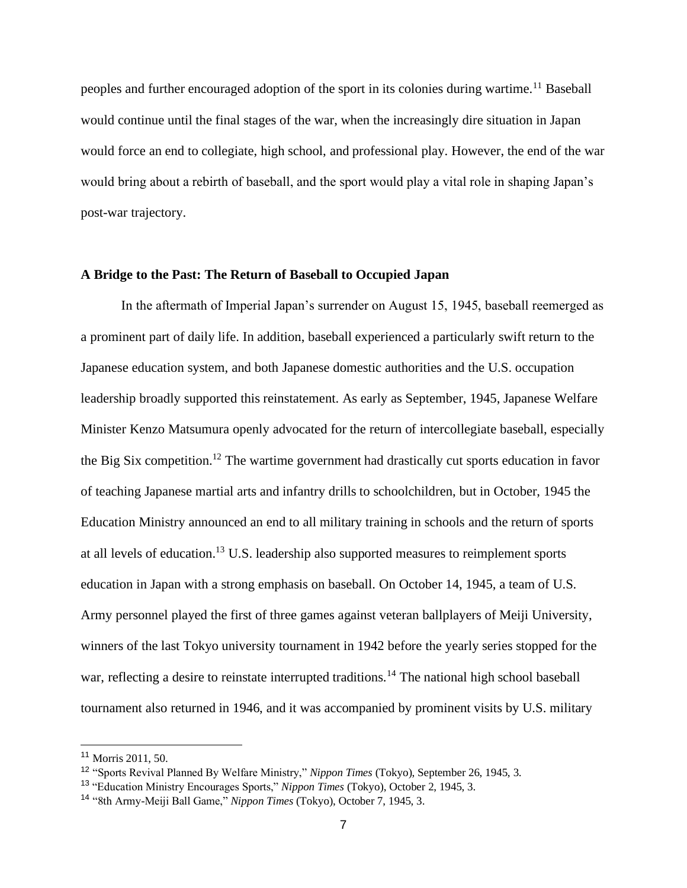peoples and further encouraged adoption of the sport in its colonies during wartime.[11] Baseball would continue until the final stages of the war, when the increasingly dire situation in Japan would force an end to collegiate, high school, and professional play. However, the end of the war would bring about a rebirth of baseball, and the sport would play a vital role in shaping Japan's post-war trajectory.

### A Bridge to the Past: The Return of Baseball to Occupied Japan

In the aftermath of Imperial Japan's surrender on August 15, 1945, baseball reemerged as a prominent part of daily life. In addition, baseball experienced a particularly swift return to the Japanese education system, and both Japanese domestic authorities and the U.S. occupation leadership broadly supported this reinstatement. As early as September, 1945, Japanese Welfare Minister Kenzo Matsumura openly advocated for the return of intercollegiate baseball, especially the Big Six competition.[12] The wartime government had drastically cut sports education in favor of teaching Japanese martial arts and infantry drills to schoolchildren, but in October, 1945 the Education Ministry announced an end to all military training in schools and the return of sports at all levels of education.[13] U.S. leadership also supported measures to reimplement sports education in Japan with a strong emphasis on baseball. On October 14, 1945, a team of U.S. Army personnel played the first of three games against veteran ballplayers of Meiji University, winners of the last Tokyo university tournament in 1942 before the yearly series stopped for the war, reflecting a desire to reinstate interrupted traditions.[14] The national high school baseball tournament also returned in 1946, and it was accompanied by prominent visits by U.S. military

---

[11] Morris 2011, 50.

[12] "Sports Revival Planned By Welfare Ministry," *Nippon Times* (Tokyo), September 26, 1945, 3.

[13] "Education Ministry Encourages Sports," *Nippon Times* (Tokyo), October 2, 1945, 3.

[14] "8th Army-Meiji Ball Game," *Nippon Times* (Tokyo), October 7, 1945, 3.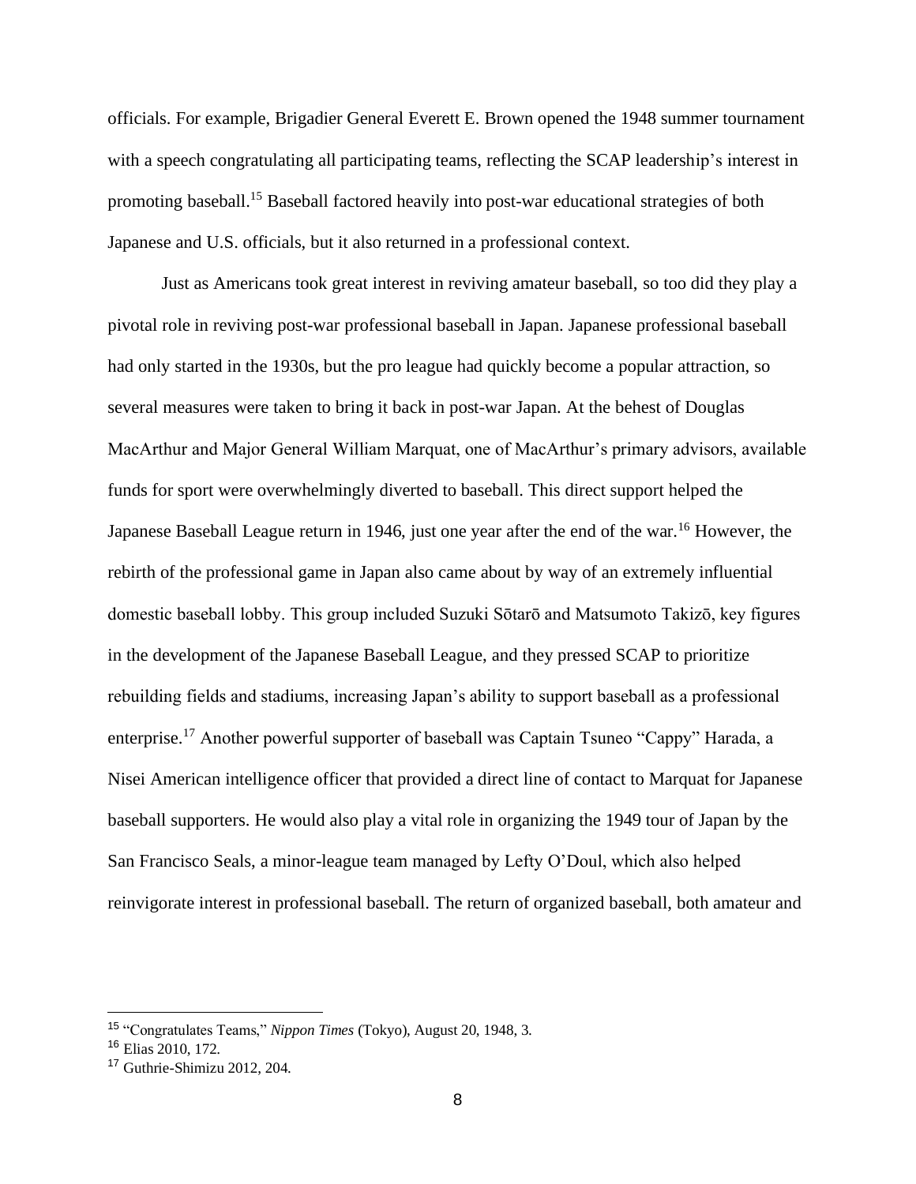officials. For example, Brigadier General Everett E. Brown opened the 1948 summer tournament with a speech congratulating all participating teams, reflecting the SCAP leadership's interest in promoting baseball.[15] Baseball factored heavily into post-war educational strategies of both Japanese and U.S. officials, but it also returned in a professional context.

Just as Americans took great interest in reviving amateur baseball, so too did they play a pivotal role in reviving post-war professional baseball in Japan. Japanese professional baseball had only started in the 1930s, but the pro league had quickly become a popular attraction, so several measures were taken to bring it back in post-war Japan. At the behest of Douglas MacArthur and Major General William Marquat, one of MacArthur's primary advisors, available funds for sport were overwhelmingly diverted to baseball. This direct support helped the Japanese Baseball League return in 1946, just one year after the end of the war.[16] However, the rebirth of the professional game in Japan also came about by way of an extremely influential domestic baseball lobby. This group included Suzuki Sōtarō and Matsumoto Takizō, key figures in the development of the Japanese Baseball League, and they pressed SCAP to prioritize rebuilding fields and stadiums, increasing Japan's ability to support baseball as a professional enterprise.[17] Another powerful supporter of baseball was Captain Tsuneo "Cappy" Harada, a Nisei American intelligence officer that provided a direct line of contact to Marquat for Japanese baseball supporters. He would also play a vital role in organizing the 1949 tour of Japan by the San Francisco Seals, a minor-league team managed by Lefty O'Doul, which also helped reinvigorate interest in professional baseball. The return of organized baseball, both amateur and

---

[15] "Congratulates Teams," *Nippon Times* (Tokyo), August 20, 1948, 3.

[16] Elias 2010, 172.

[17] Guthrie-Shimizu 2012, 204.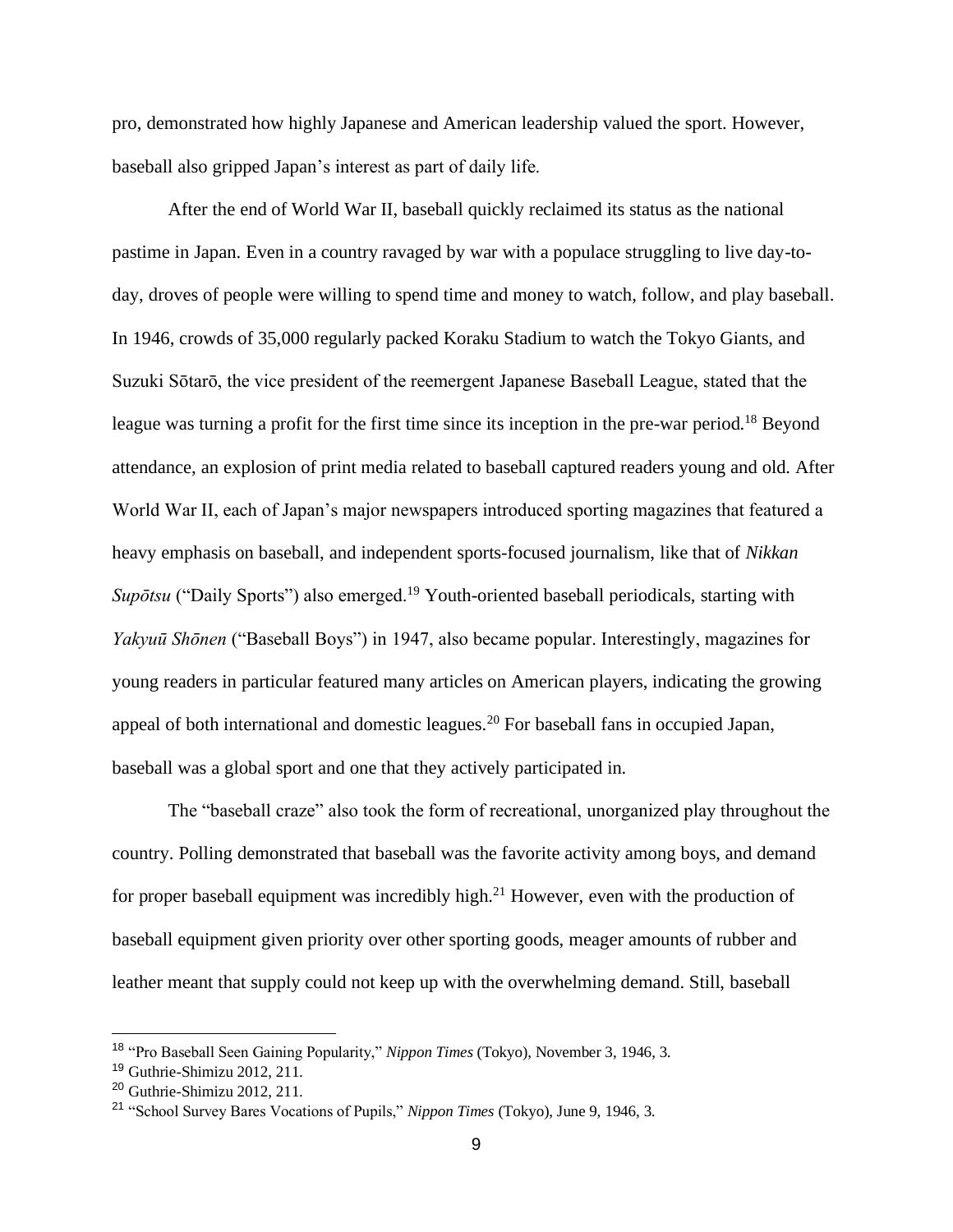pro, demonstrated how highly Japanese and American leadership valued the sport. However, baseball also gripped Japan's interest as part of daily life.

After the end of World War II, baseball quickly reclaimed its status as the national pastime in Japan. Even in a country ravaged by war with a populace struggling to live day-to-day, droves of people were willing to spend time and money to watch, follow, and play baseball. In 1946, crowds of 35,000 regularly packed Koraku Stadium to watch the Tokyo Giants, and Suzuki Sōtarō, the vice president of the reemergent Japanese Baseball League, stated that the league was turning a profit for the first time since its inception in the pre-war period.[18] Beyond attendance, an explosion of print media related to baseball captured readers young and old. After World War II, each of Japan's major newspapers introduced sporting magazines that featured a heavy emphasis on baseball, and independent sports-focused journalism, like that of *Nikkan Supōtsu* ("Daily Sports") also emerged.[19] Youth-oriented baseball periodicals, starting with *Yakyuū Shōnen* ("Baseball Boys") in 1947, also became popular. Interestingly, magazines for young readers in particular featured many articles on American players, indicating the growing appeal of both international and domestic leagues.[20] For baseball fans in occupied Japan, baseball was a global sport and one that they actively participated in.

The "baseball craze" also took the form of recreational, unorganized play throughout the country. Polling demonstrated that baseball was the favorite activity among boys, and demand for proper baseball equipment was incredibly high.[21] However, even with the production of baseball equipment given priority over other sporting goods, meager amounts of rubber and leather meant that supply could not keep up with the overwhelming demand. Still, baseball

---

[18] "Pro Baseball Seen Gaining Popularity," *Nippon Times* (Tokyo), November 3, 1946, 3.

[19] Guthrie-Shimizu 2012, 211.

[20] Guthrie-Shimizu 2012, 211.

[21] "School Survey Bares Vocations of Pupils," *Nippon Times* (Tokyo), June 9, 1946, 3.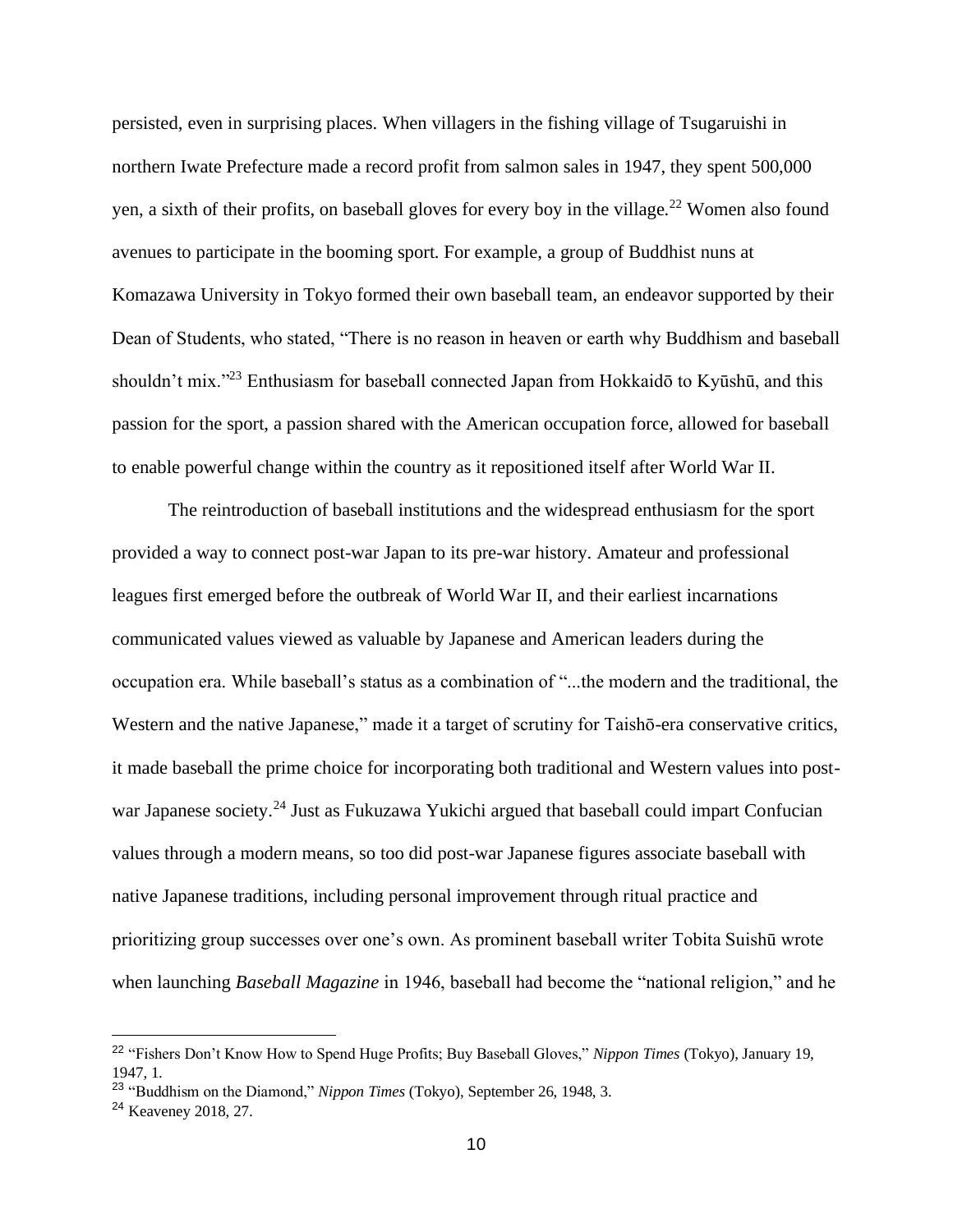persisted, even in surprising places. When villagers in the fishing village of Tsugaruishi in northern Iwate Prefecture made a record profit from salmon sales in 1947, they spent 500,000 yen, a sixth of their profits, on baseball gloves for every boy in the village.[22] Women also found avenues to participate in the booming sport. For example, a group of Buddhist nuns at Komazawa University in Tokyo formed their own baseball team, an endeavor supported by their Dean of Students, who stated, "There is no reason in heaven or earth why Buddhism and baseball shouldn't mix."[23] Enthusiasm for baseball connected Japan from Hokkaidō to Kyūshū, and this passion for the sport, a passion shared with the American occupation force, allowed for baseball to enable powerful change within the country as it repositioned itself after World War II.

The reintroduction of baseball institutions and the widespread enthusiasm for the sport provided a way to connect post-war Japan to its pre-war history. Amateur and professional leagues first emerged before the outbreak of World War II, and their earliest incarnations communicated values viewed as valuable by Japanese and American leaders during the occupation era. While baseball's status as a combination of "...the modern and the traditional, the Western and the native Japanese," made it a target of scrutiny for Taishō-era conservative critics, it made baseball the prime choice for incorporating both traditional and Western values into post-war Japanese society.[24] Just as Fukuzawa Yukichi argued that baseball could impart Confucian values through a modern means, so too did post-war Japanese figures associate baseball with native Japanese traditions, including personal improvement through ritual practice and prioritizing group successes over one's own. As prominent baseball writer Tobita Suishū wrote when launching *Baseball Magazine* in 1946, baseball had become the "national religion," and he

---

[22] "Fishers Don't Know How to Spend Huge Profits; Buy Baseball Gloves," *Nippon Times* (Tokyo), January 19, 1947, 1.

[23] "Buddhism on the Diamond," *Nippon Times* (Tokyo), September 26, 1948, 3.

[24] Keaveney 2018, 27.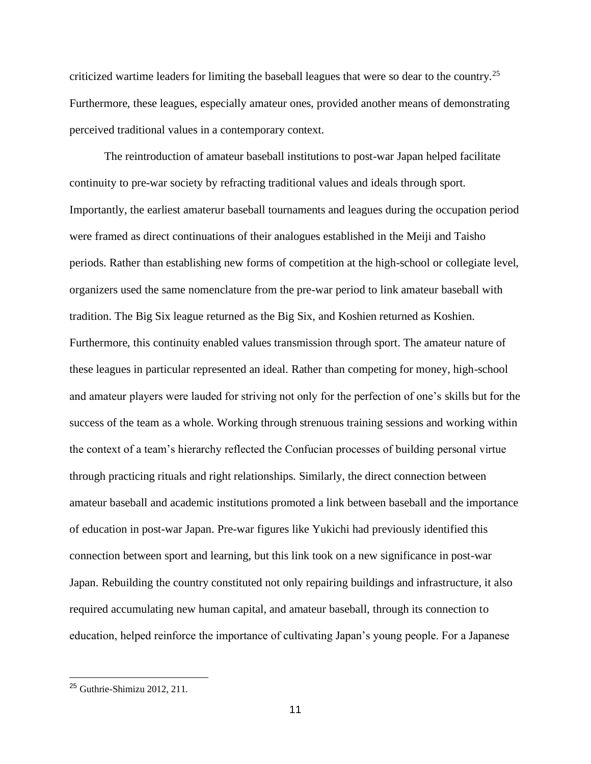criticized wartime leaders for limiting the baseball leagues that were so dear to the country.[25] Furthermore, these leagues, especially amateur ones, provided another means of demonstrating perceived traditional values in a contemporary context.

The reintroduction of amateur baseball institutions to post-war Japan helped facilitate continuity to pre-war society by refracting traditional values and ideals through sport. Importantly, the earliest amaterur baseball tournaments and leagues during the occupation period were framed as direct continuations of their analogues established in the Meiji and Taisho periods. Rather than establishing new forms of competition at the high-school or collegiate level, organizers used the same nomenclature from the pre-war period to link amateur baseball with tradition. The Big Six league returned as the Big Six, and Koshien returned as Koshien. Furthermore, this continuity enabled values transmission through sport. The amateur nature of these leagues in particular represented an ideal. Rather than competing for money, high-school and amateur players were lauded for striving not only for the perfection of one's skills but for the success of the team as a whole. Working through strenuous training sessions and working within the context of a team's hierarchy reflected the Confucian processes of building personal virtue through practicing rituals and right relationships. Similarly, the direct connection between amateur baseball and academic institutions promoted a link between baseball and the importance of education in post-war Japan. Pre-war figures like Yukichi had previously identified this connection between sport and learning, but this link took on a new significance in post-war Japan. Rebuilding the country constituted not only repairing buildings and infrastructure, it also required accumulating new human capital, and amateur baseball, through its connection to education, helped reinforce the importance of cultivating Japan's young people. For a Japanese

[25] Guthrie-Shimizu 2012, 211.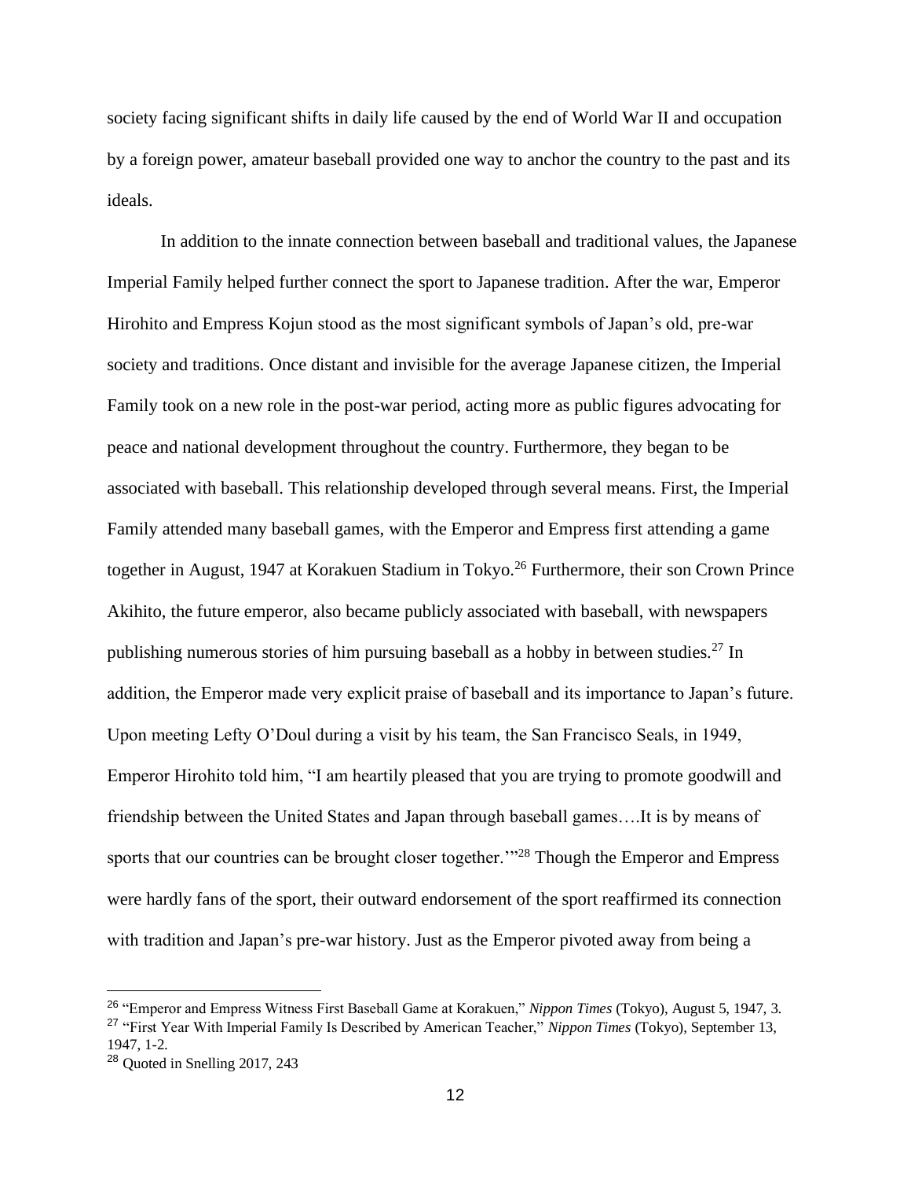society facing significant shifts in daily life caused by the end of World War II and occupation by a foreign power, amateur baseball provided one way to anchor the country to the past and its ideals.

In addition to the innate connection between baseball and traditional values, the Japanese Imperial Family helped further connect the sport to Japanese tradition. After the war, Emperor Hirohito and Empress Kojun stood as the most significant symbols of Japan's old, pre-war society and traditions. Once distant and invisible for the average Japanese citizen, the Imperial Family took on a new role in the post-war period, acting more as public figures advocating for peace and national development throughout the country. Furthermore, they began to be associated with baseball. This relationship developed through several means. First, the Imperial Family attended many baseball games, with the Emperor and Empress first attending a game together in August, 1947 at Korakuen Stadium in Tokyo.[26] Furthermore, their son Crown Prince Akihito, the future emperor, also became publicly associated with baseball, with newspapers publishing numerous stories of him pursuing baseball as a hobby in between studies.[27] In addition, the Emperor made very explicit praise of baseball and its importance to Japan's future. Upon meeting Lefty O'Doul during a visit by his team, the San Francisco Seals, in 1949, Emperor Hirohito told him, "I am heartily pleased that you are trying to promote goodwill and friendship between the United States and Japan through baseball games….It is by means of sports that our countries can be brought closer together.'"[28] Though the Emperor and Empress were hardly fans of the sport, their outward endorsement of the sport reaffirmed its connection with tradition and Japan's pre-war history. Just as the Emperor pivoted away from being a

---

[26] "Emperor and Empress Witness First Baseball Game at Korakuen," *Nippon Times* (Tokyo), August 5, 1947, 3.

[27] "First Year With Imperial Family Is Described by American Teacher," *Nippon Times* (Tokyo), September 13, 1947, 1-2.

[28] Quoted in Snelling 2017, 243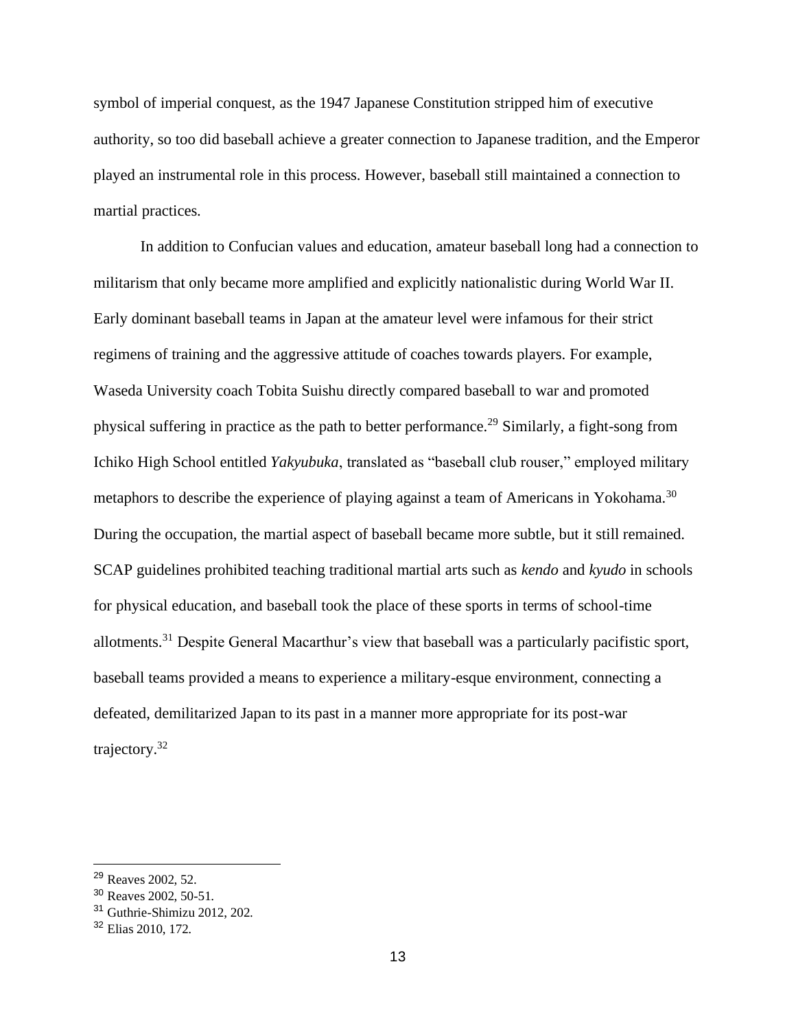symbol of imperial conquest, as the 1947 Japanese Constitution stripped him of executive authority, so too did baseball achieve a greater connection to Japanese tradition, and the Emperor played an instrumental role in this process. However, baseball still maintained a connection to martial practices.

In addition to Confucian values and education, amateur baseball long had a connection to militarism that only became more amplified and explicitly nationalistic during World War II. Early dominant baseball teams in Japan at the amateur level were infamous for their strict regimens of training and the aggressive attitude of coaches towards players. For example, Waseda University coach Tobita Suishu directly compared baseball to war and promoted physical suffering in practice as the path to better performance.[29] Similarly, a fight-song from Ichiko High School entitled *Yakyubuka*, translated as "baseball club rouser," employed military metaphors to describe the experience of playing against a team of Americans in Yokohama.[30] During the occupation, the martial aspect of baseball became more subtle, but it still remained. SCAP guidelines prohibited teaching traditional martial arts such as *kendo* and *kyudo* in schools for physical education, and baseball took the place of these sports in terms of school-time allotments.[31] Despite General Macarthur's view that baseball was a particularly pacifistic sport, baseball teams provided a means to experience a military-esque environment, connecting a defeated, demilitarized Japan to its past in a manner more appropriate for its post-war trajectory.[32]

---

[29] Reaves 2002, 52.

[30] Reaves 2002, 50-51.

[31] Guthrie-Shimizu 2012, 202.

[32] Elias 2010, 172.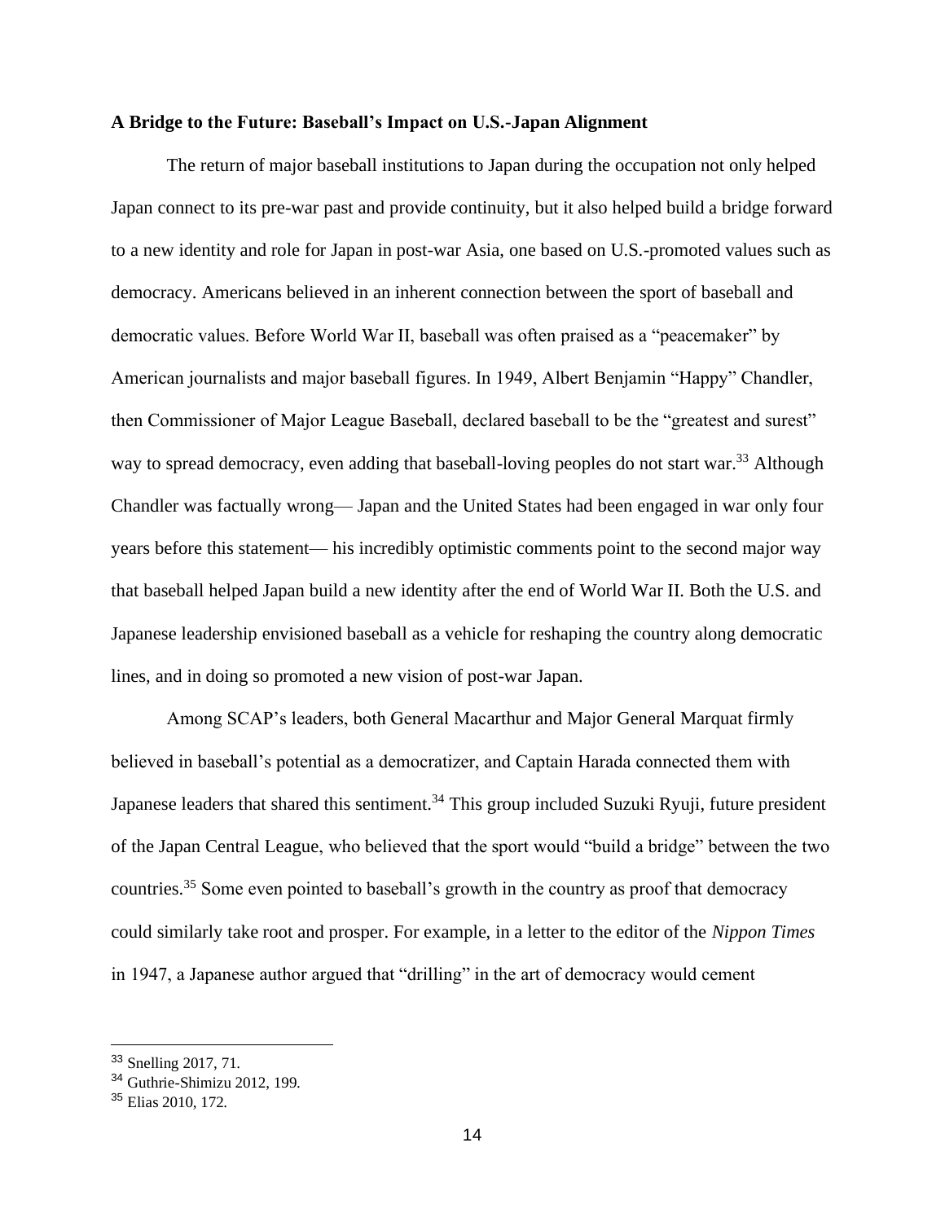**A Bridge to the Future: Baseball's Impact on U.S.-Japan Alignment**

The return of major baseball institutions to Japan during the occupation not only helped Japan connect to its pre-war past and provide continuity, but it also helped build a bridge forward to a new identity and role for Japan in post-war Asia, one based on U.S.-promoted values such as democracy. Americans believed in an inherent connection between the sport of baseball and democratic values. Before World War II, baseball was often praised as a "peacemaker" by American journalists and major baseball figures. In 1949, Albert Benjamin "Happy" Chandler, then Commissioner of Major League Baseball, declared baseball to be the "greatest and surest" way to spread democracy, even adding that baseball-loving peoples do not start war.[33] Although Chandler was factually wrong— Japan and the United States had been engaged in war only four years before this statement— his incredibly optimistic comments point to the second major way that baseball helped Japan build a new identity after the end of World War II. Both the U.S. and Japanese leadership envisioned baseball as a vehicle for reshaping the country along democratic lines, and in doing so promoted a new vision of post-war Japan.

Among SCAP's leaders, both General Macarthur and Major General Marquat firmly believed in baseball's potential as a democratizer, and Captain Harada connected them with Japanese leaders that shared this sentiment.[34] This group included Suzuki Ryuji, future president of the Japan Central League, who believed that the sport would "build a bridge" between the two countries.[35] Some even pointed to baseball's growth in the country as proof that democracy could similarly take root and prosper. For example, in a letter to the editor of the *Nippon Times* in 1947, a Japanese author argued that "drilling" in the art of democracy would cement

---

[33] Snelling 2017, 71.

[34] Guthrie-Shimizu 2012, 199.

[35] Elias 2010, 172.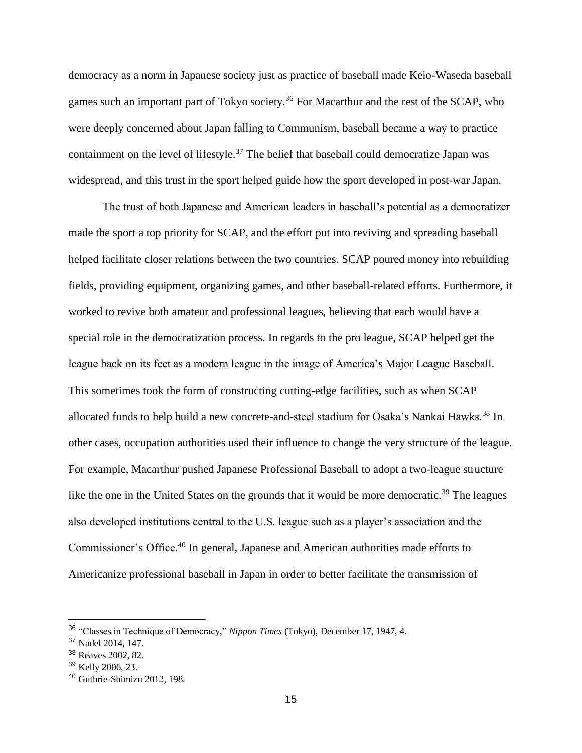democracy as a norm in Japanese society just as practice of baseball made Keio-Waseda baseball games such an important part of Tokyo society.[36] For Macarthur and the rest of the SCAP, who were deeply concerned about Japan falling to Communism, baseball became a way to practice containment on the level of lifestyle.[37] The belief that baseball could democratize Japan was widespread, and this trust in the sport helped guide how the sport developed in post-war Japan.

The trust of both Japanese and American leaders in baseball's potential as a democratizer made the sport a top priority for SCAP, and the effort put into reviving and spreading baseball helped facilitate closer relations between the two countries. SCAP poured money into rebuilding fields, providing equipment, organizing games, and other baseball-related efforts. Furthermore, it worked to revive both amateur and professional leagues, believing that each would have a special role in the democratization process. In regards to the pro league, SCAP helped get the league back on its feet as a modern league in the image of America's Major League Baseball. This sometimes took the form of constructing cutting-edge facilities, such as when SCAP allocated funds to help build a new concrete-and-steel stadium for Osaka's Nankai Hawks.[38] In other cases, occupation authorities used their influence to change the very structure of the league. For example, Macarthur pushed Japanese Professional Baseball to adopt a two-league structure like the one in the United States on the grounds that it would be more democratic.[39] The leagues also developed institutions central to the U.S. league such as a player's association and the Commissioner's Office.[40] In general, Japanese and American authorities made efforts to Americanize professional baseball in Japan in order to better facilitate the transmission of

---

[36] "Classes in Technique of Democracy," *Nippon Times* (Tokyo), December 17, 1947, 4.

[37] Nadel 2014, 147.

[38] Reaves 2002, 82.

[39] Kelly 2006, 23.

[40] Guthrie-Shimizu 2012, 198.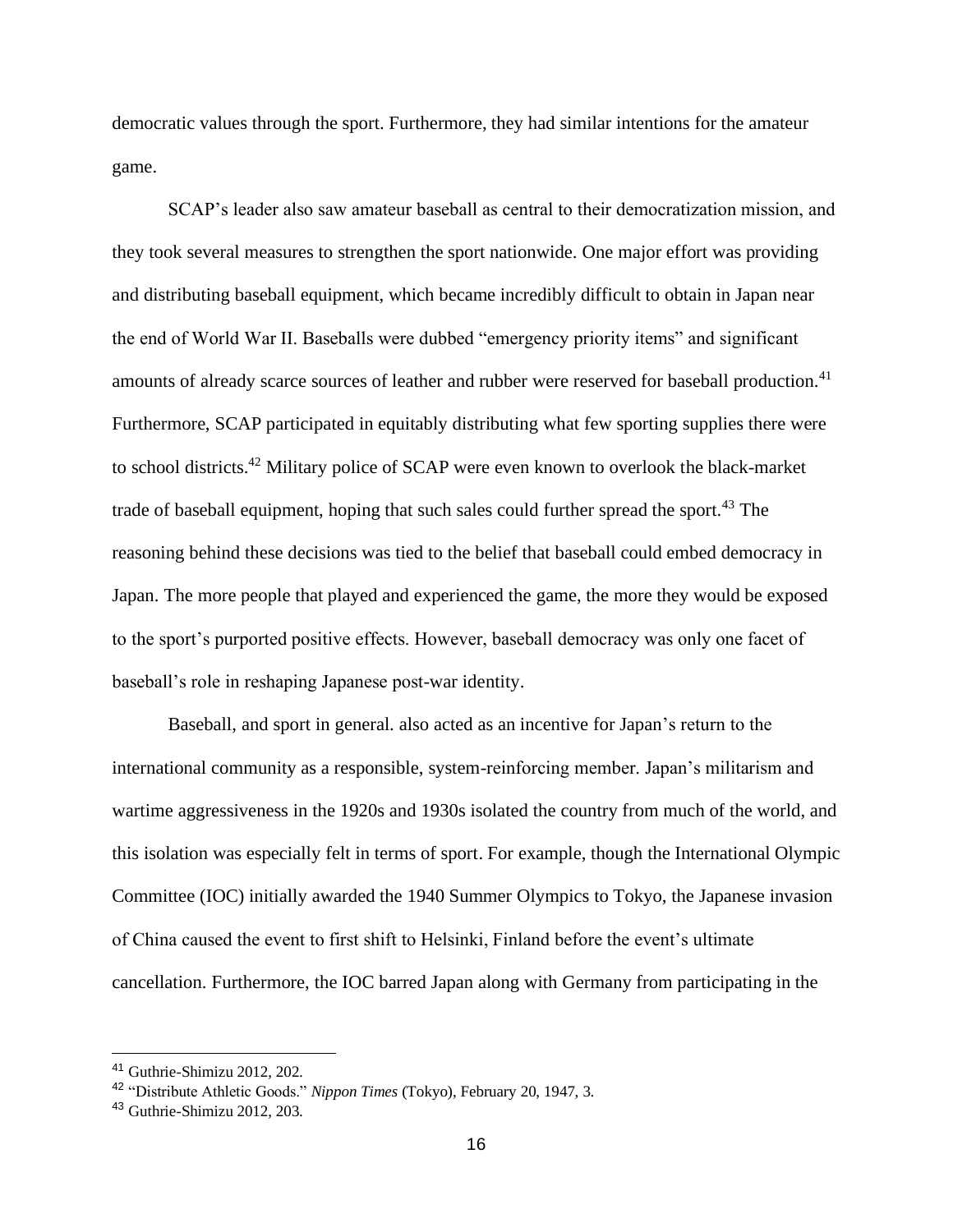democratic values through the sport. Furthermore, they had similar intentions for the amateur game.

SCAP's leader also saw amateur baseball as central to their democratization mission, and they took several measures to strengthen the sport nationwide. One major effort was providing and distributing baseball equipment, which became incredibly difficult to obtain in Japan near the end of World War II. Baseballs were dubbed "emergency priority items" and significant amounts of already scarce sources of leather and rubber were reserved for baseball production.[41] Furthermore, SCAP participated in equitably distributing what few sporting supplies there were to school districts.[42] Military police of SCAP were even known to overlook the black-market trade of baseball equipment, hoping that such sales could further spread the sport.[43] The reasoning behind these decisions was tied to the belief that baseball could embed democracy in Japan. The more people that played and experienced the game, the more they would be exposed to the sport's purported positive effects. However, baseball democracy was only one facet of baseball's role in reshaping Japanese post-war identity.

Baseball, and sport in general. also acted as an incentive for Japan's return to the international community as a responsible, system-reinforcing member. Japan's militarism and wartime aggressiveness in the 1920s and 1930s isolated the country from much of the world, and this isolation was especially felt in terms of sport. For example, though the International Olympic Committee (IOC) initially awarded the 1940 Summer Olympics to Tokyo, the Japanese invasion of China caused the event to first shift to Helsinki, Finland before the event's ultimate cancellation. Furthermore, the IOC barred Japan along with Germany from participating in the

---

[41] Guthrie-Shimizu 2012, 202.

[42] "Distribute Athletic Goods." *Nippon Times* (Tokyo), February 20, 1947, 3.

[43] Guthrie-Shimizu 2012, 203.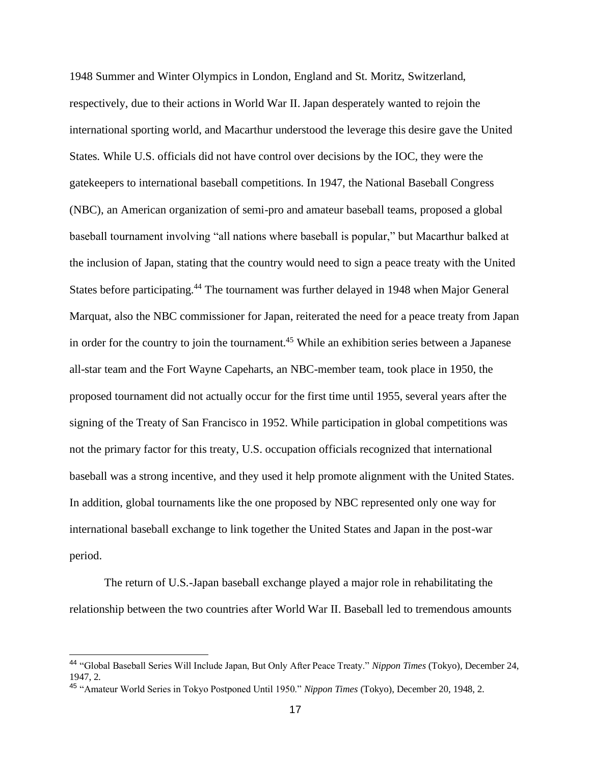1948 Summer and Winter Olympics in London, England and St. Moritz, Switzerland, respectively, due to their actions in World War II. Japan desperately wanted to rejoin the international sporting world, and Macarthur understood the leverage this desire gave the United States. While U.S. officials did not have control over decisions by the IOC, they were the gatekeepers to international baseball competitions. In 1947, the National Baseball Congress (NBC), an American organization of semi-pro and amateur baseball teams, proposed a global baseball tournament involving "all nations where baseball is popular," but Macarthur balked at the inclusion of Japan, stating that the country would need to sign a peace treaty with the United States before participating.[44] The tournament was further delayed in 1948 when Major General Marquat, also the NBC commissioner for Japan, reiterated the need for a peace treaty from Japan in order for the country to join the tournament.[45] While an exhibition series between a Japanese all-star team and the Fort Wayne Capeharts, an NBC-member team, took place in 1950, the proposed tournament did not actually occur for the first time until 1955, several years after the signing of the Treaty of San Francisco in 1952. While participation in global competitions was not the primary factor for this treaty, U.S. occupation officials recognized that international baseball was a strong incentive, and they used it help promote alignment with the United States. In addition, global tournaments like the one proposed by NBC represented only one way for international baseball exchange to link together the United States and Japan in the post-war period.

The return of U.S.-Japan baseball exchange played a major role in rehabilitating the relationship between the two countries after World War II. Baseball led to tremendous amounts

[44] "Global Baseball Series Will Include Japan, But Only After Peace Treaty." *Nippon Times* (Tokyo), December 24, 1947, 2.

[45] "Amateur World Series in Tokyo Postponed Until 1950." *Nippon Times* (Tokyo), December 20, 1948, 2.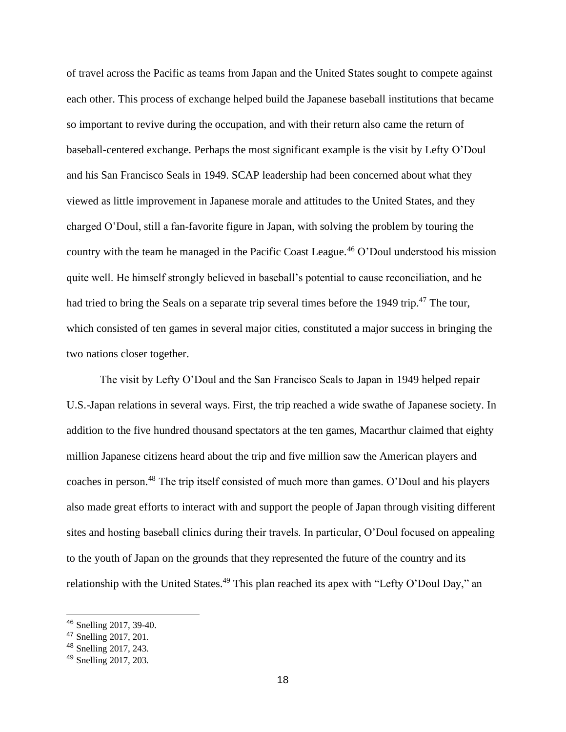of travel across the Pacific as teams from Japan and the United States sought to compete against each other. This process of exchange helped build the Japanese baseball institutions that became so important to revive during the occupation, and with their return also came the return of baseball-centered exchange. Perhaps the most significant example is the visit by Lefty O'Doul and his San Francisco Seals in 1949. SCAP leadership had been concerned about what they viewed as little improvement in Japanese morale and attitudes to the United States, and they charged O'Doul, still a fan-favorite figure in Japan, with solving the problem by touring the country with the team he managed in the Pacific Coast League.[46] O'Doul understood his mission quite well. He himself strongly believed in baseball's potential to cause reconciliation, and he had tried to bring the Seals on a separate trip several times before the 1949 trip.[47] The tour, which consisted of ten games in several major cities, constituted a major success in bringing the two nations closer together.

The visit by Lefty O'Doul and the San Francisco Seals to Japan in 1949 helped repair U.S.-Japan relations in several ways. First, the trip reached a wide swathe of Japanese society. In addition to the five hundred thousand spectators at the ten games, Macarthur claimed that eighty million Japanese citizens heard about the trip and five million saw the American players and coaches in person.[48] The trip itself consisted of much more than games. O'Doul and his players also made great efforts to interact with and support the people of Japan through visiting different sites and hosting baseball clinics during their travels. In particular, O'Doul focused on appealing to the youth of Japan on the grounds that they represented the future of the country and its relationship with the United States.[49] This plan reached its apex with "Lefty O'Doul Day," an

---

[46] Snelling 2017, 39-40.

[47] Snelling 2017, 201.

[48] Snelling 2017, 243.

[49] Snelling 2017, 203.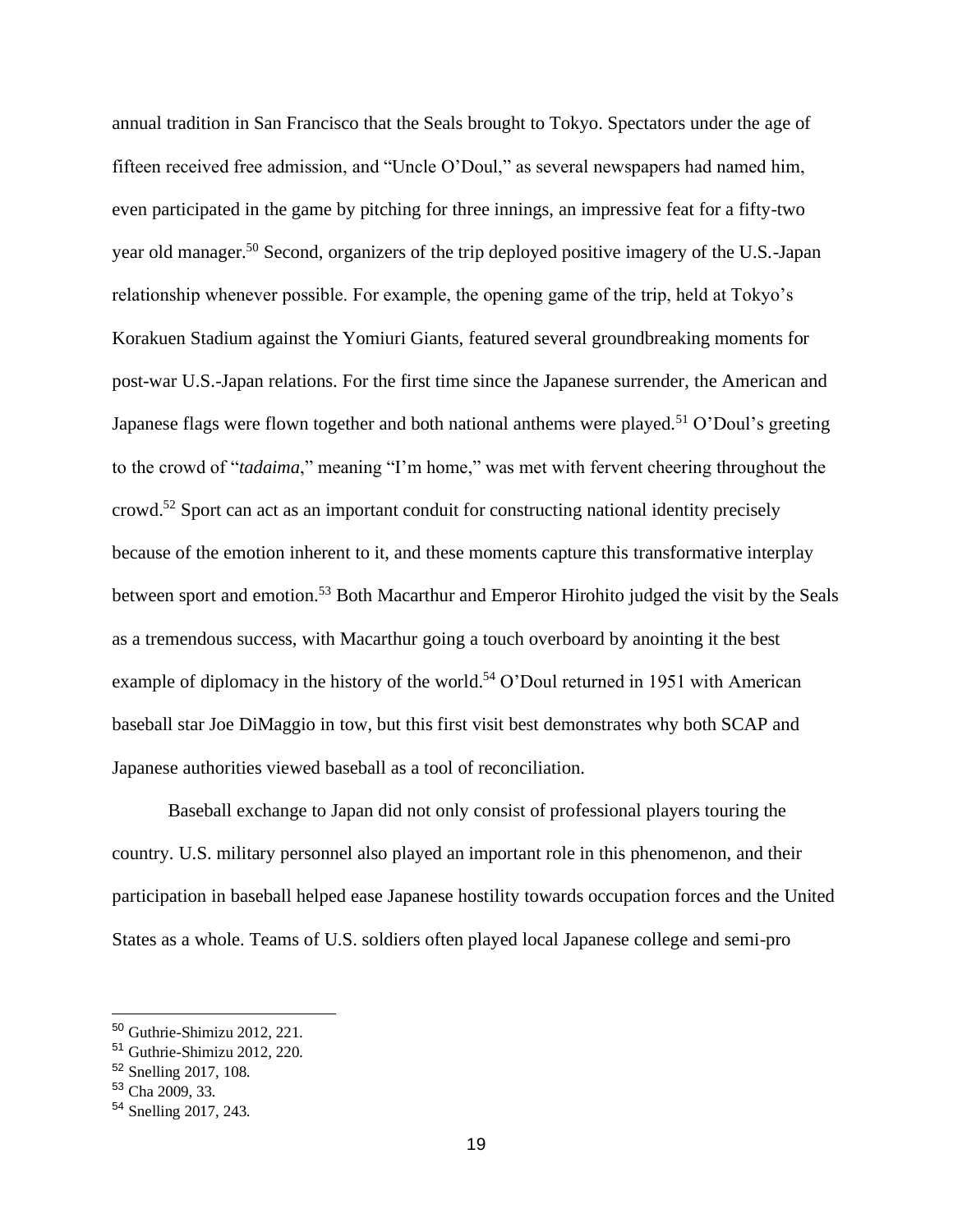annual tradition in San Francisco that the Seals brought to Tokyo. Spectators under the age of fifteen received free admission, and "Uncle O'Doul," as several newspapers had named him, even participated in the game by pitching for three innings, an impressive feat for a fifty-two year old manager.[50] Second, organizers of the trip deployed positive imagery of the U.S.-Japan relationship whenever possible. For example, the opening game of the trip, held at Tokyo's Korakuen Stadium against the Yomiuri Giants, featured several groundbreaking moments for post-war U.S.-Japan relations. For the first time since the Japanese surrender, the American and Japanese flags were flown together and both national anthems were played.[51] O'Doul's greeting to the crowd of "*tadaima*," meaning "I'm home," was met with fervent cheering throughout the crowd.[52] Sport can act as an important conduit for constructing national identity precisely because of the emotion inherent to it, and these moments capture this transformative interplay between sport and emotion.[53] Both Macarthur and Emperor Hirohito judged the visit by the Seals as a tremendous success, with Macarthur going a touch overboard by anointing it the best example of diplomacy in the history of the world.[54] O'Doul returned in 1951 with American baseball star Joe DiMaggio in tow, but this first visit best demonstrates why both SCAP and Japanese authorities viewed baseball as a tool of reconciliation.

Baseball exchange to Japan did not only consist of professional players touring the country. U.S. military personnel also played an important role in this phenomenon, and their participation in baseball helped ease Japanese hostility towards occupation forces and the United States as a whole. Teams of U.S. soldiers often played local Japanese college and semi-pro

---

[50] Guthrie-Shimizu 2012, 221.

[51] Guthrie-Shimizu 2012, 220.

[52] Snelling 2017, 108.

[53] Cha 2009, 33.

[54] Snelling 2017, 243.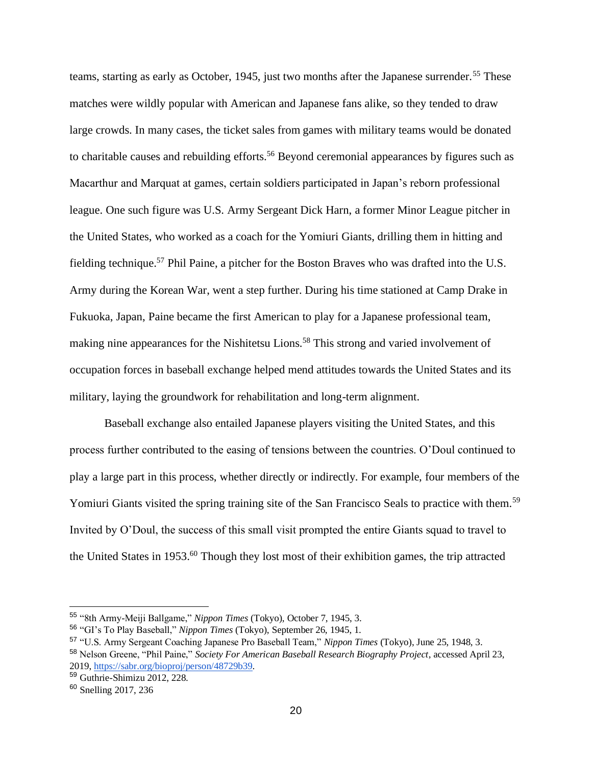teams, starting as early as October, 1945, just two months after the Japanese surrender.[55] These matches were wildly popular with American and Japanese fans alike, so they tended to draw large crowds. In many cases, the ticket sales from games with military teams would be donated to charitable causes and rebuilding efforts.[56] Beyond ceremonial appearances by figures such as Macarthur and Marquat at games, certain soldiers participated in Japan's reborn professional league. One such figure was U.S. Army Sergeant Dick Harn, a former Minor League pitcher in the United States, who worked as a coach for the Yomiuri Giants, drilling them in hitting and fielding technique.[57] Phil Paine, a pitcher for the Boston Braves who was drafted into the U.S. Army during the Korean War, went a step further. During his time stationed at Camp Drake in Fukuoka, Japan, Paine became the first American to play for a Japanese professional team, making nine appearances for the Nishitetsu Lions.[58] This strong and varied involvement of occupation forces in baseball exchange helped mend attitudes towards the United States and its military, laying the groundwork for rehabilitation and long-term alignment.

Baseball exchange also entailed Japanese players visiting the United States, and this process further contributed to the easing of tensions between the countries. O'Doul continued to play a large part in this process, whether directly or indirectly. For example, four members of the Yomiuri Giants visited the spring training site of the San Francisco Seals to practice with them.[59] Invited by O'Doul, the success of this small visit prompted the entire Giants squad to travel to the United States in 1953.[60] Though they lost most of their exhibition games, the trip attracted

---

[55] "8th Army-Meiji Ballgame," *Nippon Times* (Tokyo), October 7, 1945, 3.

[56] "GI's To Play Baseball," *Nippon Times* (Tokyo), September 26, 1945, 1.

[57] "U.S. Army Sergeant Coaching Japanese Pro Baseball Team," *Nippon Times* (Tokyo), June 25, 1948, 3.

[58] Nelson Greene, "Phil Paine," *Society For American Baseball Research Biography Project*, accessed April 23, 2019, https://sabr.org/bioproj/person/48729b39.

[59] Guthrie-Shimizu 2012, 228.

[60] Snelling 2017, 236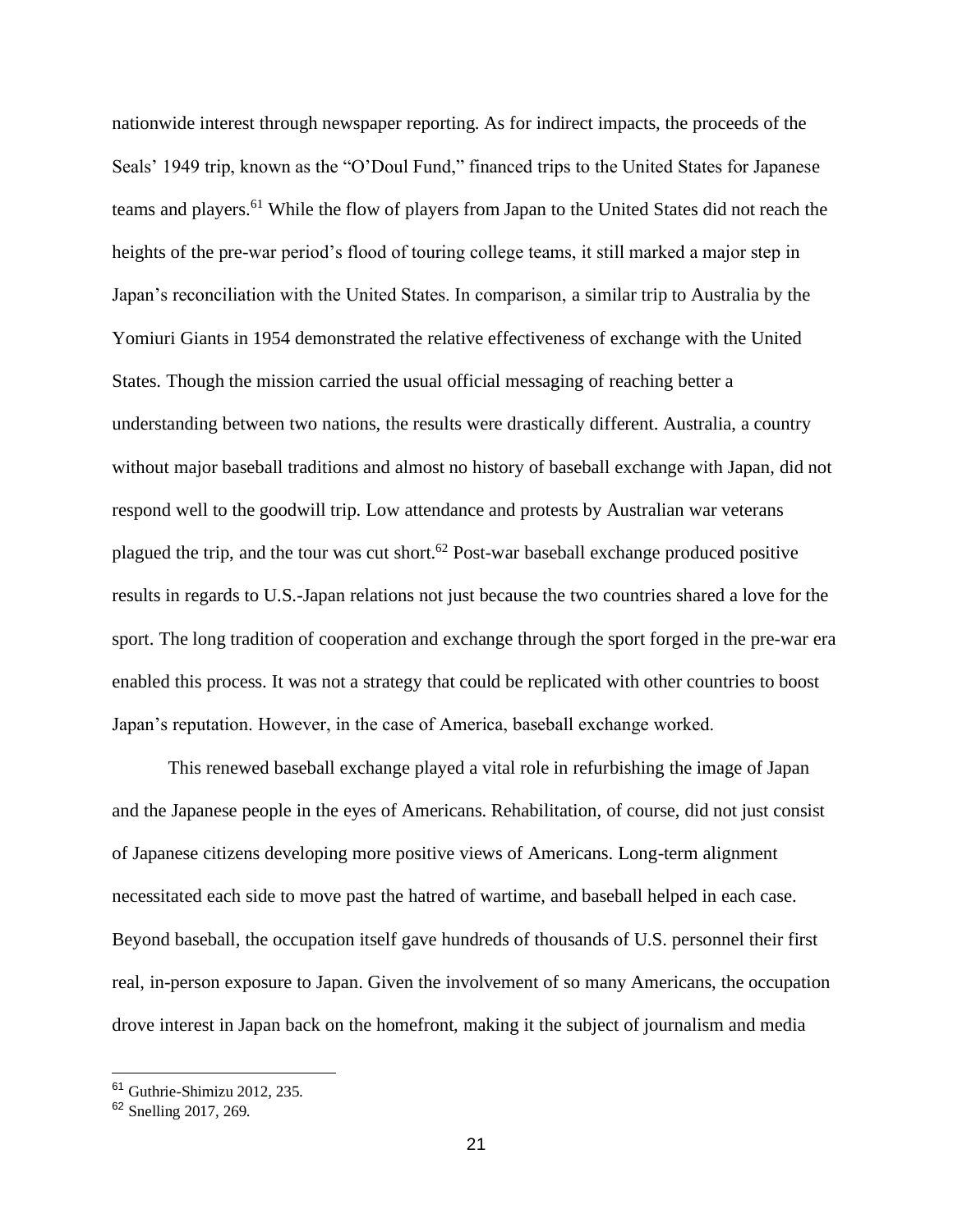nationwide interest through newspaper reporting. As for indirect impacts, the proceeds of the Seals' 1949 trip, known as the "O'Doul Fund," financed trips to the United States for Japanese teams and players.[61] While the flow of players from Japan to the United States did not reach the heights of the pre-war period's flood of touring college teams, it still marked a major step in Japan's reconciliation with the United States. In comparison, a similar trip to Australia by the Yomiuri Giants in 1954 demonstrated the relative effectiveness of exchange with the United States. Though the mission carried the usual official messaging of reaching better a understanding between two nations, the results were drastically different. Australia, a country without major baseball traditions and almost no history of baseball exchange with Japan, did not respond well to the goodwill trip. Low attendance and protests by Australian war veterans plagued the trip, and the tour was cut short.[62] Post-war baseball exchange produced positive results in regards to U.S.-Japan relations not just because the two countries shared a love for the sport. The long tradition of cooperation and exchange through the sport forged in the pre-war era enabled this process. It was not a strategy that could be replicated with other countries to boost Japan's reputation. However, in the case of America, baseball exchange worked.

This renewed baseball exchange played a vital role in refurbishing the image of Japan and the Japanese people in the eyes of Americans. Rehabilitation, of course, did not just consist of Japanese citizens developing more positive views of Americans. Long-term alignment necessitated each side to move past the hatred of wartime, and baseball helped in each case. Beyond baseball, the occupation itself gave hundreds of thousands of U.S. personnel their first real, in-person exposure to Japan. Given the involvement of so many Americans, the occupation drove interest in Japan back on the homefront, making it the subject of journalism and media

[61] Guthrie-Shimizu 2012, 235.

[62] Snelling 2017, 269.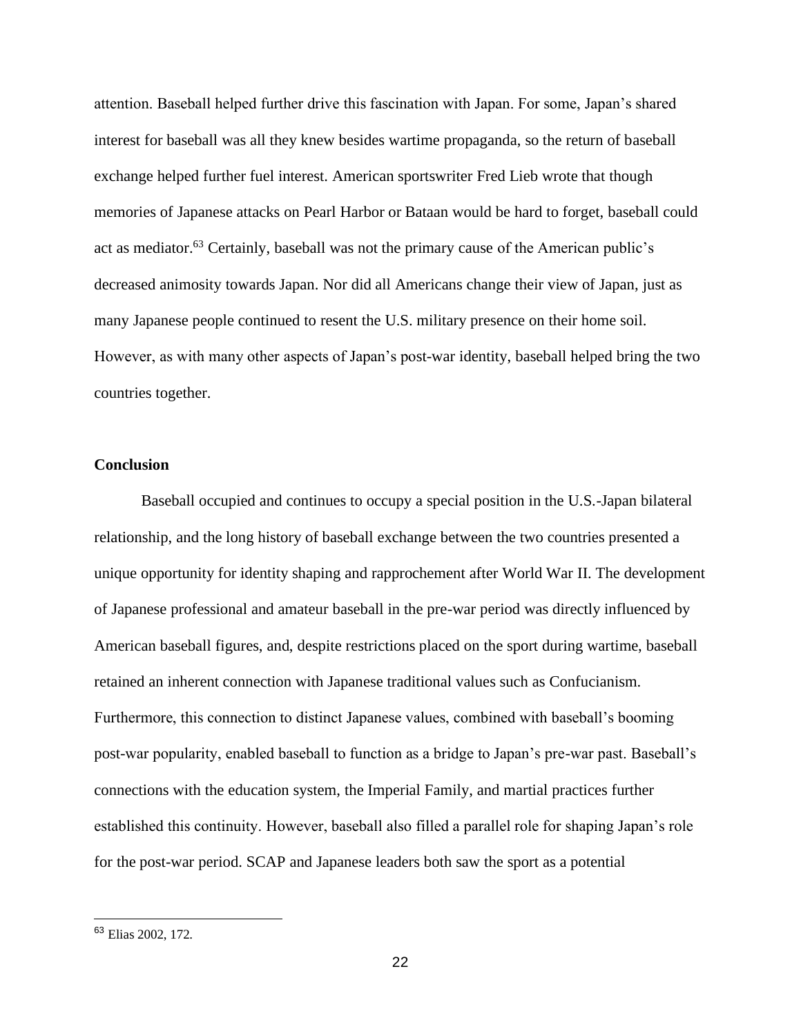attention. Baseball helped further drive this fascination with Japan. For some, Japan's shared interest for baseball was all they knew besides wartime propaganda, so the return of baseball exchange helped further fuel interest. American sportswriter Fred Lieb wrote that though memories of Japanese attacks on Pearl Harbor or Bataan would be hard to forget, baseball could act as mediator.[63] Certainly, baseball was not the primary cause of the American public's decreased animosity towards Japan. Nor did all Americans change their view of Japan, just as many Japanese people continued to resent the U.S. military presence on their home soil. However, as with many other aspects of Japan's post-war identity, baseball helped bring the two countries together.

## Conclusion

Baseball occupied and continues to occupy a special position in the U.S.-Japan bilateral relationship, and the long history of baseball exchange between the two countries presented a unique opportunity for identity shaping and rapprochement after World War II. The development of Japanese professional and amateur baseball in the pre-war period was directly influenced by American baseball figures, and, despite restrictions placed on the sport during wartime, baseball retained an inherent connection with Japanese traditional values such as Confucianism. Furthermore, this connection to distinct Japanese values, combined with baseball's booming post-war popularity, enabled baseball to function as a bridge to Japan's pre-war past. Baseball's connections with the education system, the Imperial Family, and martial practices further established this continuity. However, baseball also filled a parallel role for shaping Japan's role for the post-war period. SCAP and Japanese leaders both saw the sport as a potential

[63] Elias 2002, 172.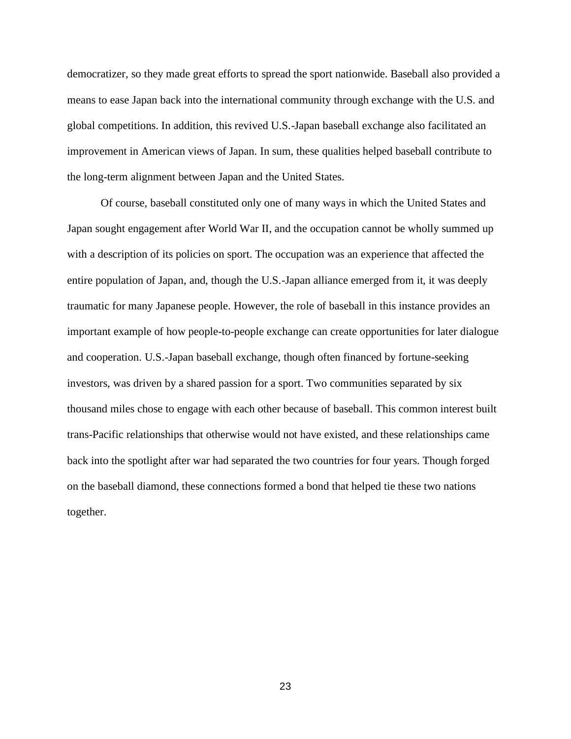democratizer, so they made great efforts to spread the sport nationwide. Baseball also provided a means to ease Japan back into the international community through exchange with the U.S. and global competitions. In addition, this revived U.S.-Japan baseball exchange also facilitated an improvement in American views of Japan. In sum, these qualities helped baseball contribute to the long-term alignment between Japan and the United States.

Of course, baseball constituted only one of many ways in which the United States and Japan sought engagement after World War II, and the occupation cannot be wholly summed up with a description of its policies on sport. The occupation was an experience that affected the entire population of Japan, and, though the U.S.-Japan alliance emerged from it, it was deeply traumatic for many Japanese people. However, the role of baseball in this instance provides an important example of how people-to-people exchange can create opportunities for later dialogue and cooperation. U.S.-Japan baseball exchange, though often financed by fortune-seeking investors, was driven by a shared passion for a sport. Two communities separated by six thousand miles chose to engage with each other because of baseball. This common interest built trans-Pacific relationships that otherwise would not have existed, and these relationships came back into the spotlight after war had separated the two countries for four years. Though forged on the baseball diamond, these connections formed a bond that helped tie these two nations together.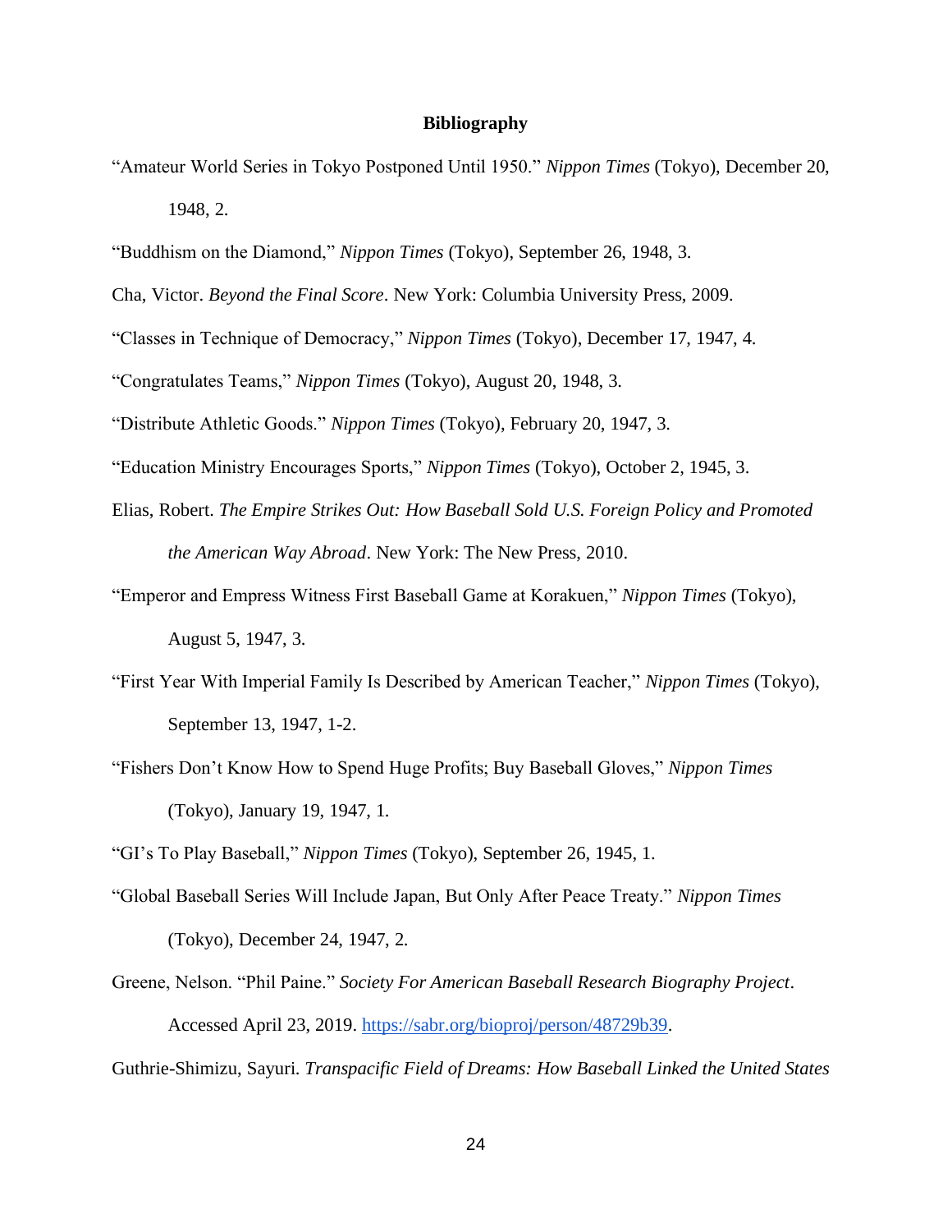**Bibliography**

"Amateur World Series in Tokyo Postponed Until 1950." *Nippon Times* (Tokyo), December 20, 1948, 2.

"Buddhism on the Diamond," *Nippon Times* (Tokyo), September 26, 1948, 3.

Cha, Victor. *Beyond the Final Score*. New York: Columbia University Press, 2009.

"Classes in Technique of Democracy," *Nippon Times* (Tokyo), December 17, 1947, 4.

"Congratulates Teams," *Nippon Times* (Tokyo), August 20, 1948, 3.

"Distribute Athletic Goods." *Nippon Times* (Tokyo), February 20, 1947, 3.

"Education Ministry Encourages Sports," *Nippon Times* (Tokyo), October 2, 1945, 3.

Elias, Robert. *The Empire Strikes Out: How Baseball Sold U.S. Foreign Policy and Promoted the American Way Abroad*. New York: The New Press, 2010.

"Emperor and Empress Witness First Baseball Game at Korakuen," *Nippon Times* (Tokyo), August 5, 1947, 3.

"First Year With Imperial Family Is Described by American Teacher," *Nippon Times* (Tokyo), September 13, 1947, 1-2.

"Fishers Don't Know How to Spend Huge Profits; Buy Baseball Gloves," *Nippon Times* (Tokyo), January 19, 1947, 1.

"GI's To Play Baseball," *Nippon Times* (Tokyo), September 26, 1945, 1.

"Global Baseball Series Will Include Japan, But Only After Peace Treaty." *Nippon Times* (Tokyo), December 24, 1947, 2.

Greene, Nelson. "Phil Paine." *Society For American Baseball Research Biography Project*. Accessed April 23, 2019. https://sabr.org/bioproj/person/48729b39.

Guthrie-Shimizu, Sayuri. *Transpacific Field of Dreams: How Baseball Linked the United States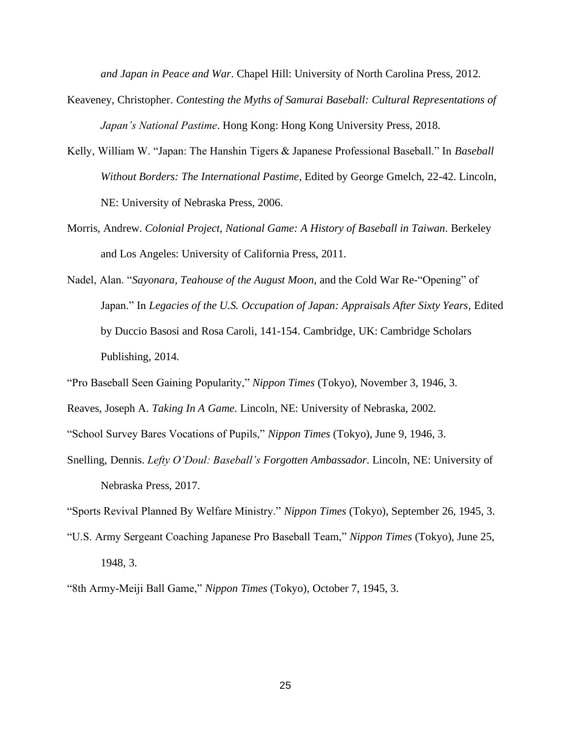*and Japan in Peace and War*. Chapel Hill: University of North Carolina Press, 2012.

Keaveney, Christopher. *Contesting the Myths of Samurai Baseball: Cultural Representations of Japan's National Pastime*. Hong Kong: Hong Kong University Press, 2018.

Kelly, William W. "Japan: The Hanshin Tigers & Japanese Professional Baseball." In *Baseball Without Borders: The International Pastime*, Edited by George Gmelch, 22-42. Lincoln, NE: University of Nebraska Press, 2006.

Morris, Andrew. *Colonial Project, National Game: A History of Baseball in Taiwan*. Berkeley and Los Angeles: University of California Press, 2011.

Nadel, Alan. "*Sayonara, Teahouse of the August Moon*, and the Cold War Re-"Opening" of Japan." In *Legacies of the U.S. Occupation of Japan: Appraisals After Sixty Years*, Edited by Duccio Basosi and Rosa Caroli, 141-154. Cambridge, UK: Cambridge Scholars Publishing, 2014.

"Pro Baseball Seen Gaining Popularity," *Nippon Times* (Tokyo), November 3, 1946, 3.

Reaves, Joseph A. *Taking In A Game.* Lincoln, NE: University of Nebraska, 2002.

"School Survey Bares Vocations of Pupils," *Nippon Times* (Tokyo), June 9, 1946, 3.

Snelling, Dennis. *Lefty O'Doul: Baseball's Forgotten Ambassador*. Lincoln, NE: University of Nebraska Press, 2017.

"Sports Revival Planned By Welfare Ministry." *Nippon Times* (Tokyo), September 26, 1945, 3.

"U.S. Army Sergeant Coaching Japanese Pro Baseball Team," *Nippon Times* (Tokyo), June 25, 1948, 3.

"8th Army-Meiji Ball Game," *Nippon Times* (Tokyo), October 7, 1945, 3.